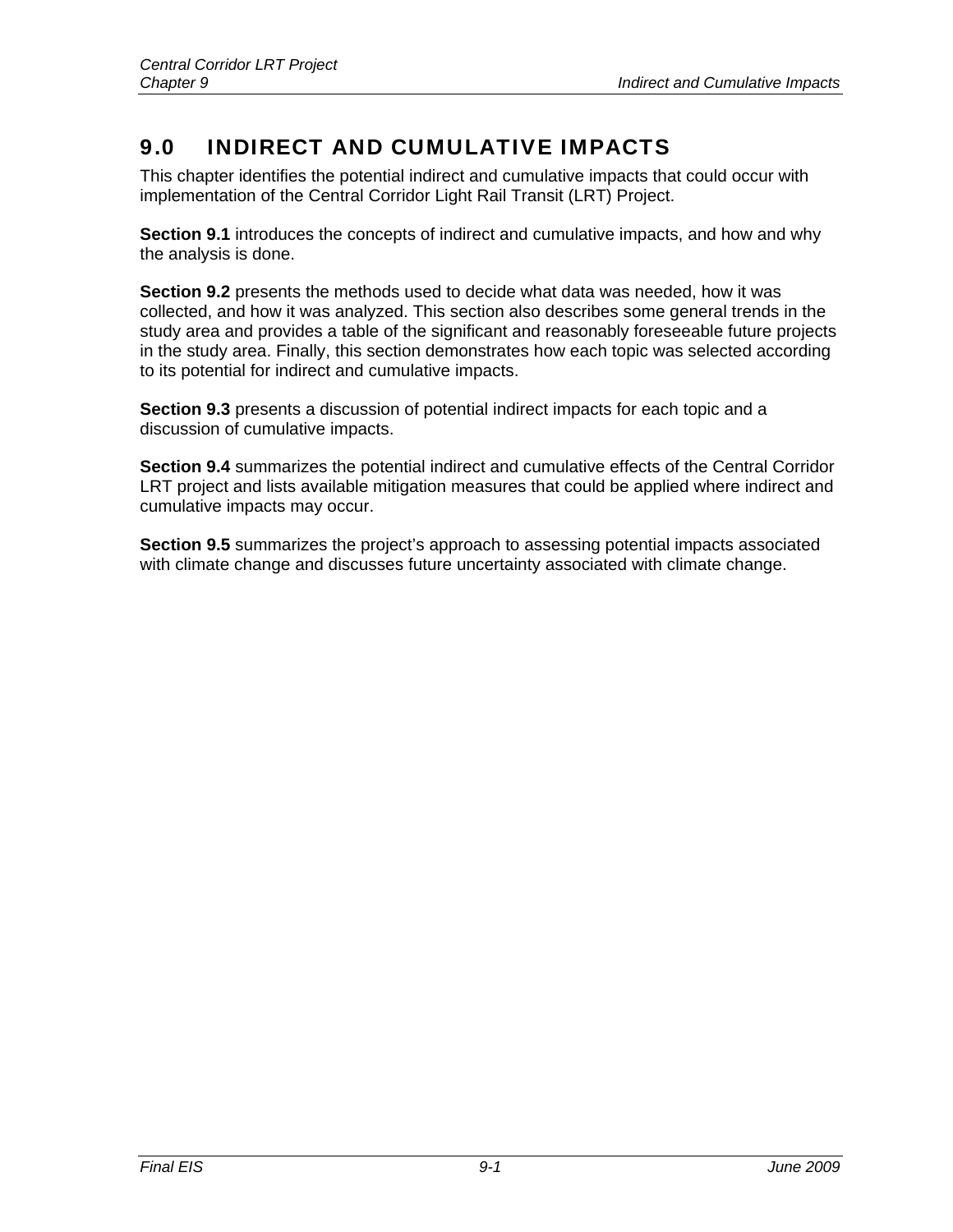# 9.0 INDIRECT AND CUMULATIVE IMPACTS

This chapter identifies the potential indirect and cumulative impacts that could occur with implementation of the Central Corridor Light Rail Transit (LRT) Project.

**Section 9.1** introduces the concepts of indirect and cumulative impacts, and how and why the analysis is done.

**Section 9.2** presents the methods used to decide what data was needed, how it was collected, and how it was analyzed. This section also describes some general trends in the study area and provides a table of the significant and reasonably foreseeable future projects in the study area. Finally, this section demonstrates how each topic was selected according to its potential for indirect and cumulative impacts.

**Section 9.3** presents a discussion of potential indirect impacts for each topic and a discussion of cumulative impacts.

**Section 9.4** summarizes the potential indirect and cumulative effects of the Central Corridor LRT project and lists available mitigation measures that could be applied where indirect and cumulative impacts may occur.

**Section 9.5** summarizes the project's approach to assessing potential impacts associated with climate change and discusses future uncertainty associated with climate change.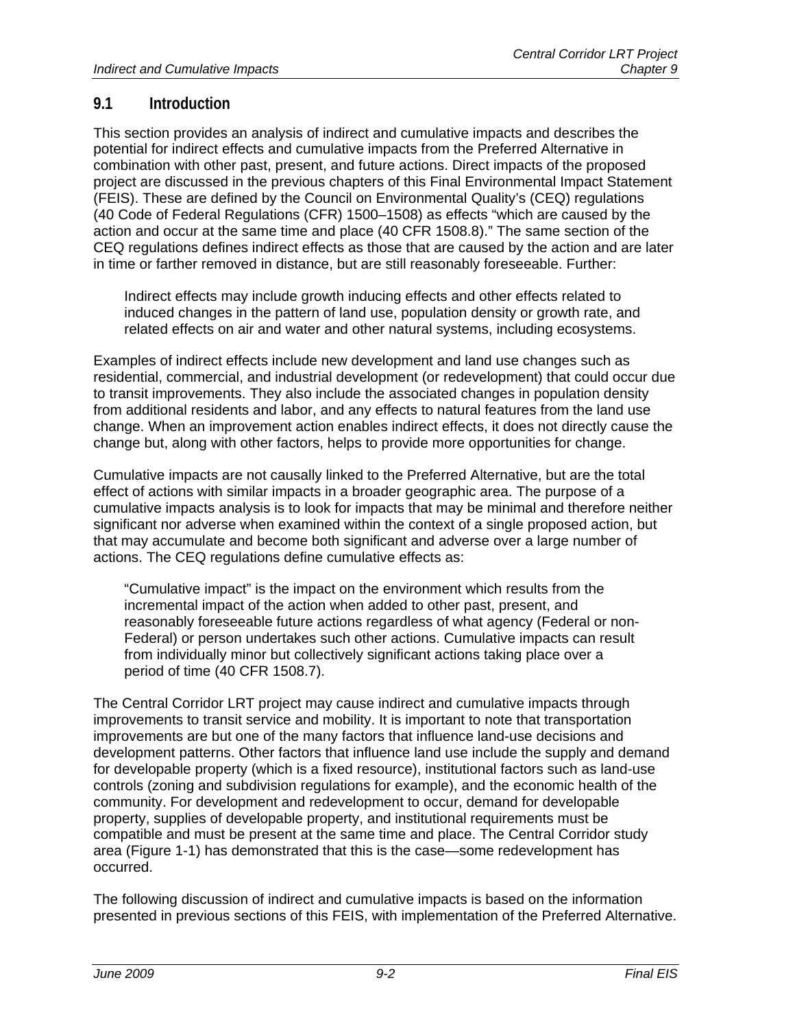## 9.1 Introduction

This section provides an analysis of indirect and cumulative impacts and describes the potential for indirect effects and cumulative impacts from the Preferred Alternative in combination with other past, present, and future actions. Direct impacts of the proposed project are discussed in the previous chapters of this Final Environmental Impact Statement (FEIS). These are defined by the Council on Environmental Quality's (CEQ) regulations (40 Code of Federal Regulations (CFR) 1500–1508) as effects "which are caused by the action and occur at the same time and place (40 CFR 1508.8)." The same section of the CEQ regulations defines indirect effects as those that are caused by the action and are later in time or farther removed in distance, but are still reasonably foreseeable. Further:

> Indirect effects may include growth inducing effects and other effects related to induced changes in the pattern of land use, population density or growth rate, and related effects on air and water and other natural systems, including ecosystems.

Examples of indirect effects include new development and land use changes such as residential, commercial, and industrial development (or redevelopment) that could occur due to transit improvements. They also include the associated changes in population density from additional residents and labor, and any effects to natural features from the land use change. When an improvement action enables indirect effects, it does not directly cause the change but, along with other factors, helps to provide more opportunities for change.

Cumulative impacts are not causally linked to the Preferred Alternative, but are the total effect of actions with similar impacts in a broader geographic area. The purpose of a cumulative impacts analysis is to look for impacts that may be minimal and therefore neither significant nor adverse when examined within the context of a single proposed action, but that may accumulate and become both significant and adverse over a large number of actions. The CEQ regulations define cumulative effects as:

> "Cumulative impact" is the impact on the environment which results from the incremental impact of the action when added to other past, present, and reasonably foreseeable future actions regardless of what agency (Federal or non-Federal) or person undertakes such other actions. Cumulative impacts can result from individually minor but collectively significant actions taking place over a period of time (40 CFR 1508.7).

The Central Corridor LRT project may cause indirect and cumulative impacts through improvements to transit service and mobility. It is important to note that transportation improvements are but one of the many factors that influence land-use decisions and development patterns. Other factors that influence land use include the supply and demand for developable property (which is a fixed resource), institutional factors such as land-use controls (zoning and subdivision regulations for example), and the economic health of the community. For development and redevelopment to occur, demand for developable property, supplies of developable property, and institutional requirements must be compatible and must be present at the same time and place. The Central Corridor study area (Figure 1-1) has demonstrated that this is the case—some redevelopment has occurred.

The following discussion of indirect and cumulative impacts is based on the information presented in previous sections of this FEIS, with implementation of the Preferred Alternative.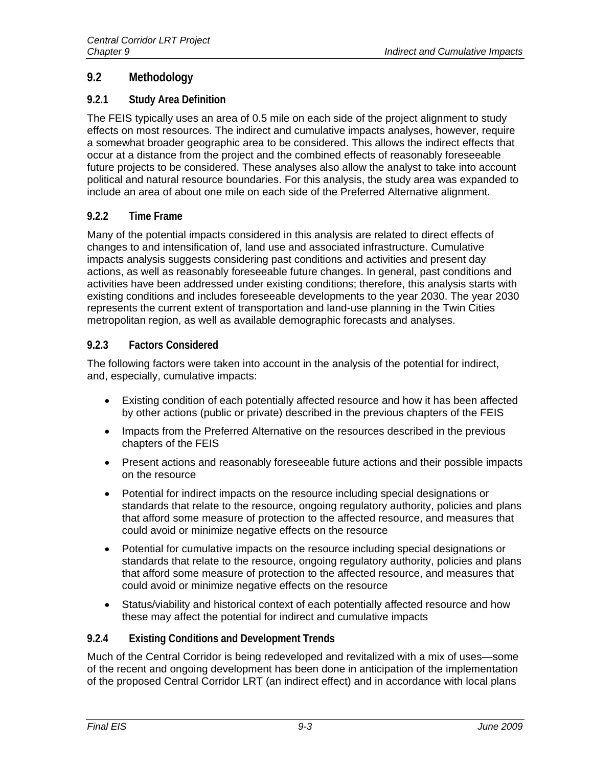## 9.2 Methodology

### 9.2.1 Study Area Definition

The FEIS typically uses an area of 0.5 mile on each side of the project alignment to study effects on most resources. The indirect and cumulative impacts analyses, however, require a somewhat broader geographic area to be considered. This allows the indirect effects that occur at a distance from the project and the combined effects of reasonably foreseeable future projects to be considered. These analyses also allow the analyst to take into account political and natural resource boundaries. For this analysis, the study area was expanded to include an area of about one mile on each side of the Preferred Alternative alignment.

### 9.2.2 Time Frame

Many of the potential impacts considered in this analysis are related to direct effects of changes to and intensification of, land use and associated infrastructure. Cumulative impacts analysis suggests considering past conditions and activities and present day actions, as well as reasonably foreseeable future changes. In general, past conditions and activities have been addressed under existing conditions; therefore, this analysis starts with existing conditions and includes foreseeable developments to the year 2030. The year 2030 represents the current extent of transportation and land-use planning in the Twin Cities metropolitan region, as well as available demographic forecasts and analyses.

### 9.2.3 Factors Considered

The following factors were taken into account in the analysis of the potential for indirect, and, especially, cumulative impacts:

- Existing condition of each potentially affected resource and how it has been affected by other actions (public or private) described in the previous chapters of the FEIS
- Impacts from the Preferred Alternative on the resources described in the previous chapters of the FEIS
- Present actions and reasonably foreseeable future actions and their possible impacts on the resource
- Potential for indirect impacts on the resource including special designations or standards that relate to the resource, ongoing regulatory authority, policies and plans that afford some measure of protection to the affected resource, and measures that could avoid or minimize negative effects on the resource
- Potential for cumulative impacts on the resource including special designations or standards that relate to the resource, ongoing regulatory authority, policies and plans that afford some measure of protection to the affected resource, and measures that could avoid or minimize negative effects on the resource
- Status/viability and historical context of each potentially affected resource and how these may affect the potential for indirect and cumulative impacts

### 9.2.4 Existing Conditions and Development Trends

Much of the Central Corridor is being redeveloped and revitalized with a mix of uses—some of the recent and ongoing development has been done in anticipation of the implementation of the proposed Central Corridor LRT (an indirect effect) and in accordance with local plans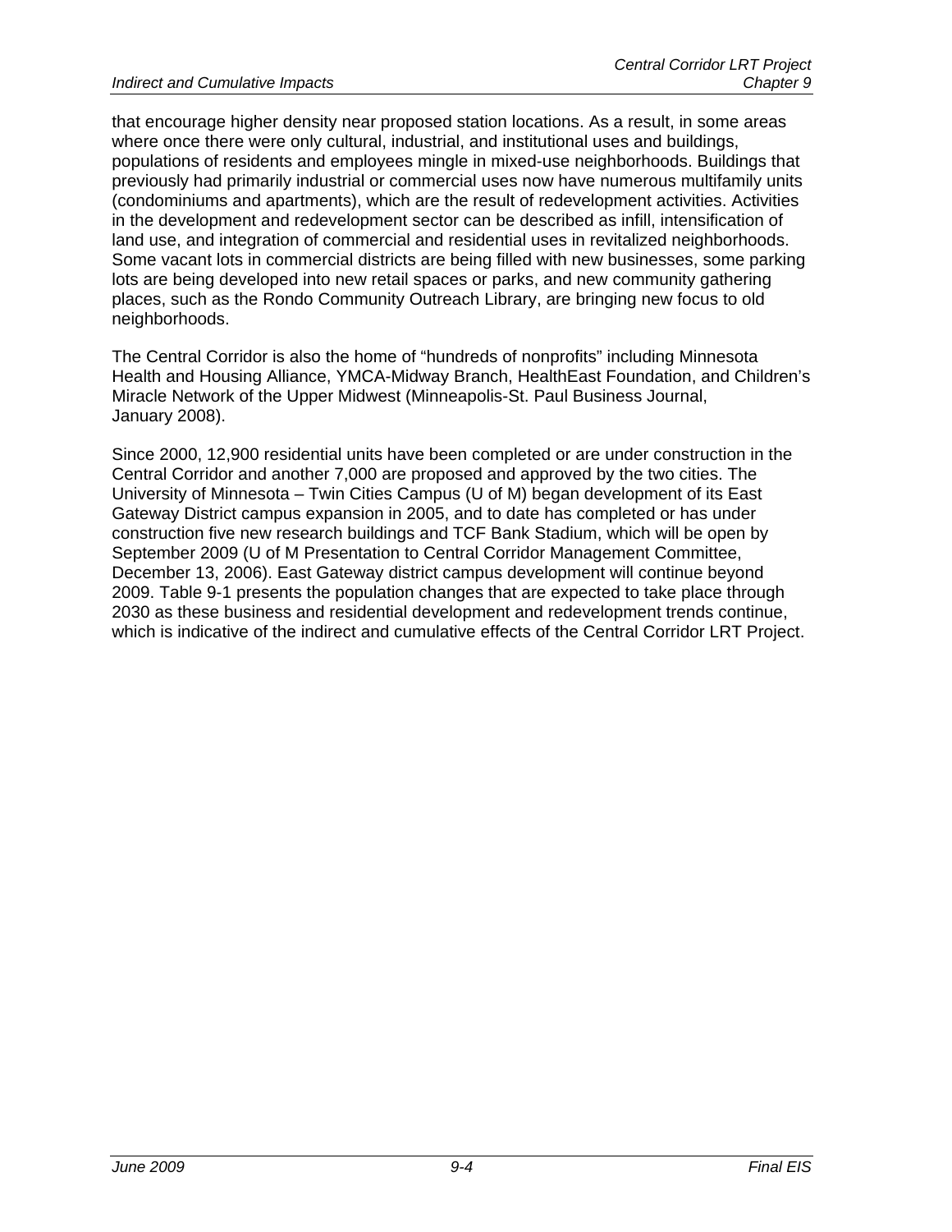that encourage higher density near proposed station locations. As a result, in some areas where once there were only cultural, industrial, and institutional uses and buildings, populations of residents and employees mingle in mixed-use neighborhoods. Buildings that previously had primarily industrial or commercial uses now have numerous multifamily units (condominiums and apartments), which are the result of redevelopment activities. Activities in the development and redevelopment sector can be described as infill, intensification of land use, and integration of commercial and residential uses in revitalized neighborhoods. Some vacant lots in commercial districts are being filled with new businesses, some parking lots are being developed into new retail spaces or parks, and new community gathering places, such as the Rondo Community Outreach Library, are bringing new focus to old neighborhoods.

The Central Corridor is also the home of "hundreds of nonprofits" including Minnesota Health and Housing Alliance, YMCA-Midway Branch, HealthEast Foundation, and Children's Miracle Network of the Upper Midwest (Minneapolis-St. Paul Business Journal, January 2008).

Since 2000, 12,900 residential units have been completed or are under construction in the Central Corridor and another 7,000 are proposed and approved by the two cities. The University of Minnesota – Twin Cities Campus (U of M) began development of its East Gateway District campus expansion in 2005, and to date has completed or has under construction five new research buildings and TCF Bank Stadium, which will be open by September 2009 (U of M Presentation to Central Corridor Management Committee, December 13, 2006). East Gateway district campus development will continue beyond 2009. Table 9-1 presents the population changes that are expected to take place through 2030 as these business and residential development and redevelopment trends continue, which is indicative of the indirect and cumulative effects of the Central Corridor LRT Project.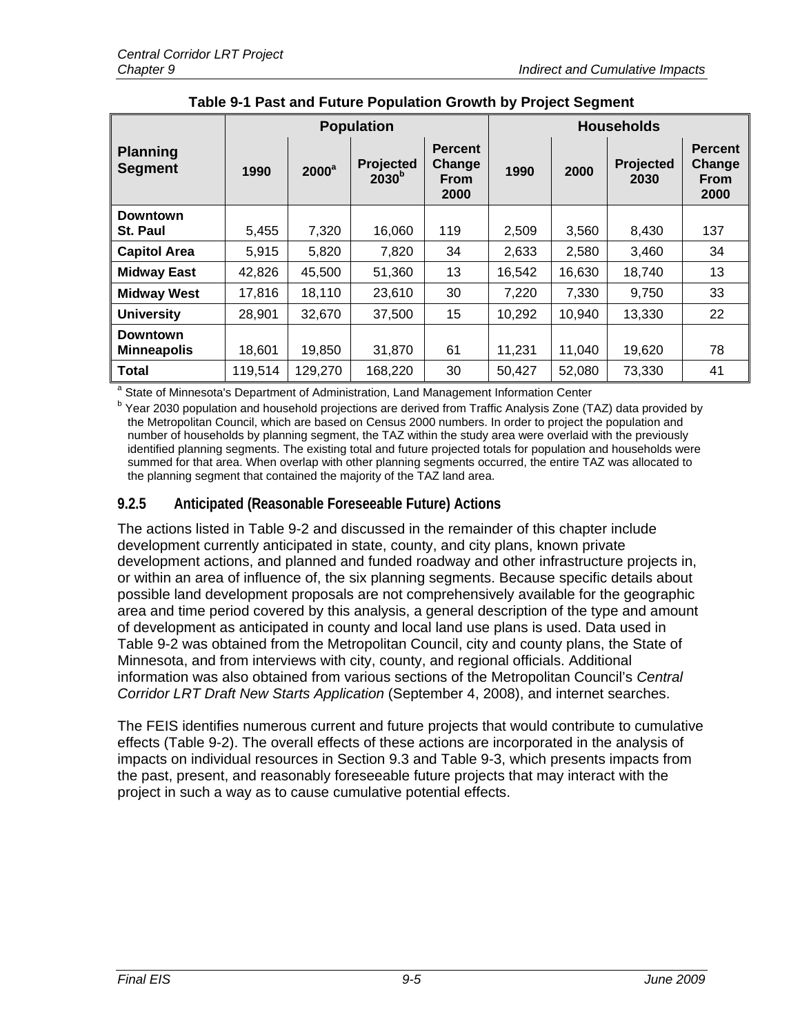**Table 9-1 Past and Future Population Growth by Project Segment**

| Planning Segment | Population | | | | Households | | | |
|---|---|---|---|---|---|---|---|---|
| | 1990 | 2000[a] | Projected 2030[b] | Percent Change From 2000 | 1990 | 2000 | Projected 2030 | Percent Change From 2000 |
| **Downtown St. Paul** | 5,455 | 7,320 | 16,060 | 119 | 2,509 | 3,560 | 8,430 | 137 |
| **Capitol Area** | 5,915 | 5,820 | 7,820 | 34 | 2,633 | 2,580 | 3,460 | 34 |
| **Midway East** | 42,826 | 45,500 | 51,360 | 13 | 16,542 | 16,630 | 18,740 | 13 |
| **Midway West** | 17,816 | 18,110 | 23,610 | 30 | 7,220 | 7,330 | 9,750 | 33 |
| **University** | 28,901 | 32,670 | 37,500 | 15 | 10,292 | 10,940 | 13,330 | 22 |
| **Downtown Minneapolis** | 18,601 | 19,850 | 31,870 | 61 | 11,231 | 11,040 | 19,620 | 78 |
| **Total** | 119,514 | 129,270 | 168,220 | 30 | 50,427 | 52,080 | 73,330 | 41 |

[a] State of Minnesota's Department of Administration, Land Management Information Center

[b] Year 2030 population and household projections are derived from Traffic Analysis Zone (TAZ) data provided by the Metropolitan Council, which are based on Census 2000 numbers. In order to project the population and number of households by planning segment, the TAZ within the study area were overlaid with the previously identified planning segments. The existing total and future projected totals for population and households were summed for that area. When overlap with other planning segments occurred, the entire TAZ was allocated to the planning segment that contained the majority of the TAZ land area.

### 9.2.5 Anticipated (Reasonable Foreseeable Future) Actions

The actions listed in Table 9-2 and discussed in the remainder of this chapter include development currently anticipated in state, county, and city plans, known private development actions, and planned and funded roadway and other infrastructure projects in, or within an area of influence of, the six planning segments. Because specific details about possible land development proposals are not comprehensively available for the geographic area and time period covered by this analysis, a general description of the type and amount of development as anticipated in county and local land use plans is used. Data used in Table 9-2 was obtained from the Metropolitan Council, city and county plans, the State of Minnesota, and from interviews with city, county, and regional officials. Additional information was also obtained from various sections of the Metropolitan Council's *Central Corridor LRT Draft New Starts Application* (September 4, 2008), and internet searches.

The FEIS identifies numerous current and future projects that would contribute to cumulative effects (Table 9-2). The overall effects of these actions are incorporated in the analysis of impacts on individual resources in Section 9.3 and Table 9-3, which presents impacts from the past, present, and reasonably foreseeable future projects that may interact with the project in such a way as to cause cumulative potential effects.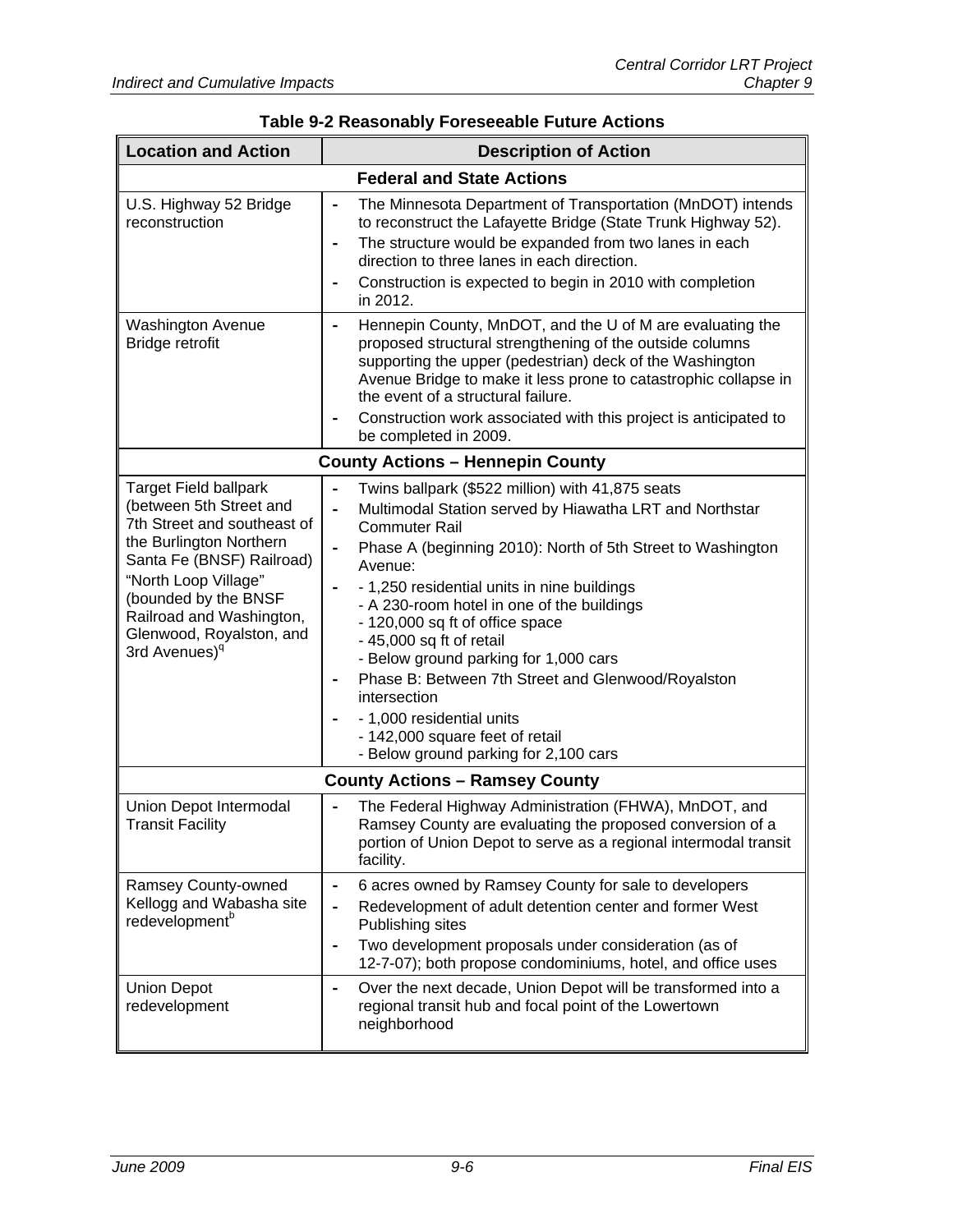**Table 9-2 Reasonably Foreseeable Future Actions**

| Location and Action | Description of Action |
|---|---|
| **Federal and State Actions** | |
| U.S. Highway 52 Bridge reconstruction | - The Minnesota Department of Transportation (MnDOT) intends to reconstruct the Lafayette Bridge (State Trunk Highway 52).<br>- The structure would be expanded from two lanes in each direction to three lanes in each direction.<br>- Construction is expected to begin in 2010 with completion in 2012. |
| Washington Avenue Bridge retrofit | - Hennepin County, MnDOT, and the U of M are evaluating the proposed structural strengthening of the outside columns supporting the upper (pedestrian) deck of the Washington Avenue Bridge to make it less prone to catastrophic collapse in the event of a structural failure.<br>- Construction work associated with this project is anticipated to be completed in 2009. |
| **County Actions – Hennepin County** | |
| Target Field ballpark (between 5th Street and 7th Street and southeast of the Burlington Northern Santa Fe (BNSF) Railroad) "North Loop Village" (bounded by the BNSF Railroad and Washington, Glenwood, Royalston, and 3rd Avenues)[q] | - Twins ballpark ($522 million) with 41,875 seats<br>- Multimodal Station served by Hiawatha LRT and Northstar Commuter Rail<br>- Phase A (beginning 2010): North of 5th Street to Washington Avenue:<br>- - 1,250 residential units in nine buildings<br>- A 230-room hotel in one of the buildings<br>- 120,000 sq ft of office space<br>- 45,000 sq ft of retail<br>- Below ground parking for 1,000 cars<br>- Phase B: Between 7th Street and Glenwood/Royalston intersection<br>- - 1,000 residential units<br>- 142,000 square feet of retail<br>- Below ground parking for 2,100 cars |
| **County Actions – Ramsey County** | |
| Union Depot Intermodal Transit Facility | - The Federal Highway Administration (FHWA), MnDOT, and Ramsey County are evaluating the proposed conversion of a portion of Union Depot to serve as a regional intermodal transit facility. |
| Ramsey County-owned Kellogg and Wabasha site redevelopment[b] | - 6 acres owned by Ramsey County for sale to developers<br>- Redevelopment of adult detention center and former West Publishing sites<br>- Two development proposals under consideration (as of 12-7-07); both propose condominiums, hotel, and office uses |
| Union Depot redevelopment | - Over the next decade, Union Depot will be transformed into a regional transit hub and focal point of the Lowertown neighborhood |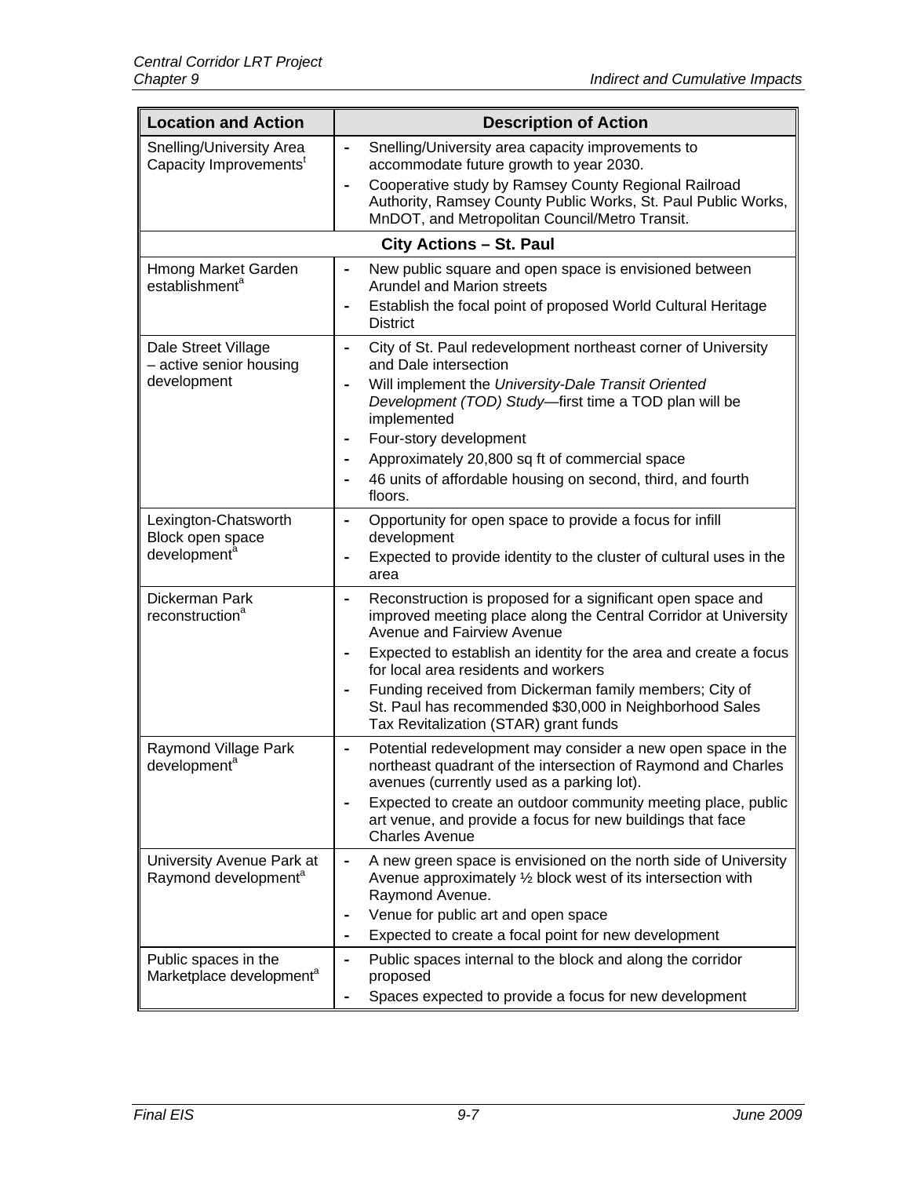| Location and Action | Description of Action |
|---|---|
| Snelling/University Area Capacity Improvements[f] | - Snelling/University area capacity improvements to accommodate future growth to year 2030.<br>- Cooperative study by Ramsey County Regional Railroad Authority, Ramsey County Public Works, St. Paul Public Works, MnDOT, and Metropolitan Council/Metro Transit. |
| **City Actions – St. Paul** | |
| Hmong Market Garden establishment[a] | - New public square and open space is envisioned between Arundel and Marion streets<br>- Establish the focal point of proposed World Cultural Heritage District |
| Dale Street Village – active senior housing development | - City of St. Paul redevelopment northeast corner of University and Dale intersection<br>- Will implement the *University-Dale Transit Oriented Development (TOD) Study*—first time a TOD plan will be implemented<br>- Four-story development<br>- Approximately 20,800 sq ft of commercial space<br>- 46 units of affordable housing on second, third, and fourth floors. |
| Lexington-Chatsworth Block open space development[a] | - Opportunity for open space to provide a focus for infill development<br>- Expected to provide identity to the cluster of cultural uses in the area |
| Dickerman Park reconstruction[a] | - Reconstruction is proposed for a significant open space and improved meeting place along the Central Corridor at University Avenue and Fairview Avenue<br>- Expected to establish an identity for the area and create a focus for local area residents and workers<br>- Funding received from Dickerman family members; City of St. Paul has recommended $30,000 in Neighborhood Sales Tax Revitalization (STAR) grant funds |
| Raymond Village Park development[a] | - Potential redevelopment may consider a new open space in the northeast quadrant of the intersection of Raymond and Charles avenues (currently used as a parking lot).<br>- Expected to create an outdoor community meeting place, public art venue, and provide a focus for new buildings that face Charles Avenue |
| University Avenue Park at Raymond development[a] | - A new green space is envisioned on the north side of University Avenue approximately ½ block west of its intersection with Raymond Avenue.<br>- Venue for public art and open space<br>- Expected to create a focal point for new development |
| Public spaces in the Marketplace development[a] | - Public spaces internal to the block and along the corridor proposed<br>- Spaces expected to provide a focus for new development |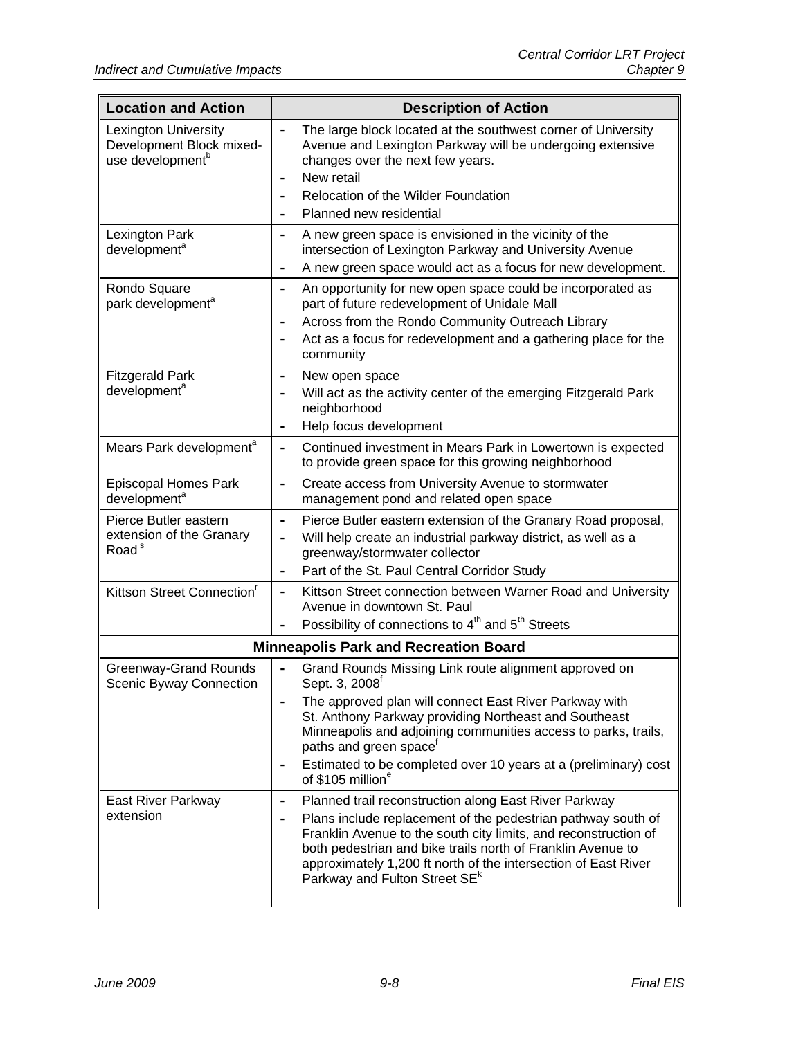| Location and Action | Description of Action |
|---|---|
| Lexington University Development Block mixed-use development[b] | - The large block located at the southwest corner of University Avenue and Lexington Parkway will be undergoing extensive changes over the next few years.<br>- New retail<br>- Relocation of the Wilder Foundation<br>- Planned new residential |
| Lexington Park development[a] | - A new green space is envisioned in the vicinity of the intersection of Lexington Parkway and University Avenue<br>- A new green space would act as a focus for new development. |
| Rondo Square park development[a] | - An opportunity for new open space could be incorporated as part of future redevelopment of Unidale Mall<br>- Across from the Rondo Community Outreach Library<br>- Act as a focus for redevelopment and a gathering place for the community |
| Fitzgerald Park development[a] | - New open space<br>- Will act as the activity center of the emerging Fitzgerald Park neighborhood<br>- Help focus development |
| Mears Park development[a] | - Continued investment in Mears Park in Lowertown is expected to provide green space for this growing neighborhood |
| Episcopal Homes Park development[a] | - Create access from University Avenue to stormwater management pond and related open space |
| Pierce Butler eastern extension of the Granary Road[s] | - Pierce Butler eastern extension of the Granary Road proposal,<br>- Will help create an industrial parkway district, as well as a greenway/stormwater collector<br>- Part of the St. Paul Central Corridor Study |
| Kittson Street Connection[r] | - Kittson Street connection between Warner Road and University Avenue in downtown St. Paul<br>- Possibility of connections to 4th and 5th Streets |
| **Minneapolis Park and Recreation Board** | |
| Greenway-Grand Rounds Scenic Byway Connection | - Grand Rounds Missing Link route alignment approved on Sept. 3, 2008[f]<br>- The approved plan will connect East River Parkway with St. Anthony Parkway providing Northeast and Southeast Minneapolis and adjoining communities access to parks, trails, paths and green space[f]<br>- Estimated to be completed over 10 years at a (preliminary) cost of $105 million[e] |
| East River Parkway extension | - Planned trail reconstruction along East River Parkway<br>- Plans include replacement of the pedestrian pathway south of Franklin Avenue to the south city limits, and reconstruction of both pedestrian and bike trails north of Franklin Avenue to approximately 1,200 ft north of the intersection of East River Parkway and Fulton Street SE[k] |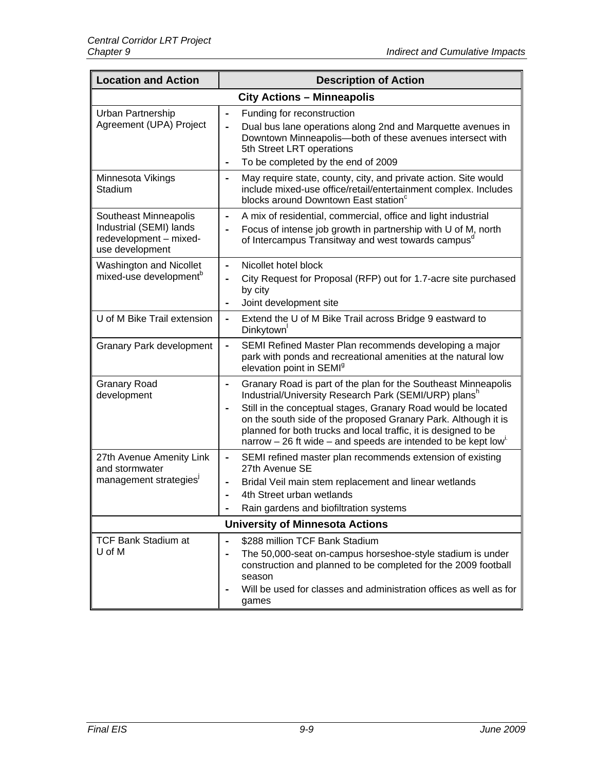| Location and Action | Description of Action |
|---|---|
| **City Actions – Minneapolis** | |
| Urban Partnership Agreement (UPA) Project | - Funding for reconstruction<br>- Dual bus lane operations along 2nd and Marquette avenues in Downtown Minneapolis—both of these avenues intersect with 5th Street LRT operations<br>- To be completed by the end of 2009 |
| Minnesota Vikings Stadium | - May require state, county, city, and private action. Site would include mixed-use office/retail/entertainment complex. Includes blocks around Downtown East station[c] |
| Southeast Minneapolis Industrial (SEMI) lands redevelopment – mixed-use development | - A mix of residential, commercial, office and light industrial<br>- Focus of intense job growth in partnership with U of M, north of Intercampus Transitway and west towards campus[d] |
| Washington and Nicollet mixed-use development[b] | - Nicollet hotel block<br>- City Request for Proposal (RFP) out for 1.7-acre site purchased by city<br>- Joint development site |
| U of M Bike Trail extension | - Extend the U of M Bike Trail across Bridge 9 eastward to Dinkytown[l] |
| Granary Park development | - SEMI Refined Master Plan recommends developing a major park with ponds and recreational amenities at the natural low elevation point in SEMI[g] |
| Granary Road development | - Granary Road is part of the plan for the Southeast Minneapolis Industrial/University Research Park (SEMI/URP) plans[h]<br>- Still in the conceptual stages, Granary Road would be located on the south side of the proposed Granary Park. Although it is planned for both trucks and local traffic, it is designed to be narrow – 26 ft wide – and speeds are intended to be kept low[i] |
| 27th Avenue Amenity Link and stormwater management strategies[j] | - SEMI refined master plan recommends extension of existing 27th Avenue SE<br>- Bridal Veil main stem replacement and linear wetlands<br>- 4th Street urban wetlands<br>- Rain gardens and biofiltration systems |
| **University of Minnesota Actions** | |
| TCF Bank Stadium at U of M | - $288 million TCF Bank Stadium<br>- The 50,000-seat on-campus horseshoe-style stadium is under construction and planned to be completed for the 2009 football season<br>- Will be used for classes and administration offices as well as for games |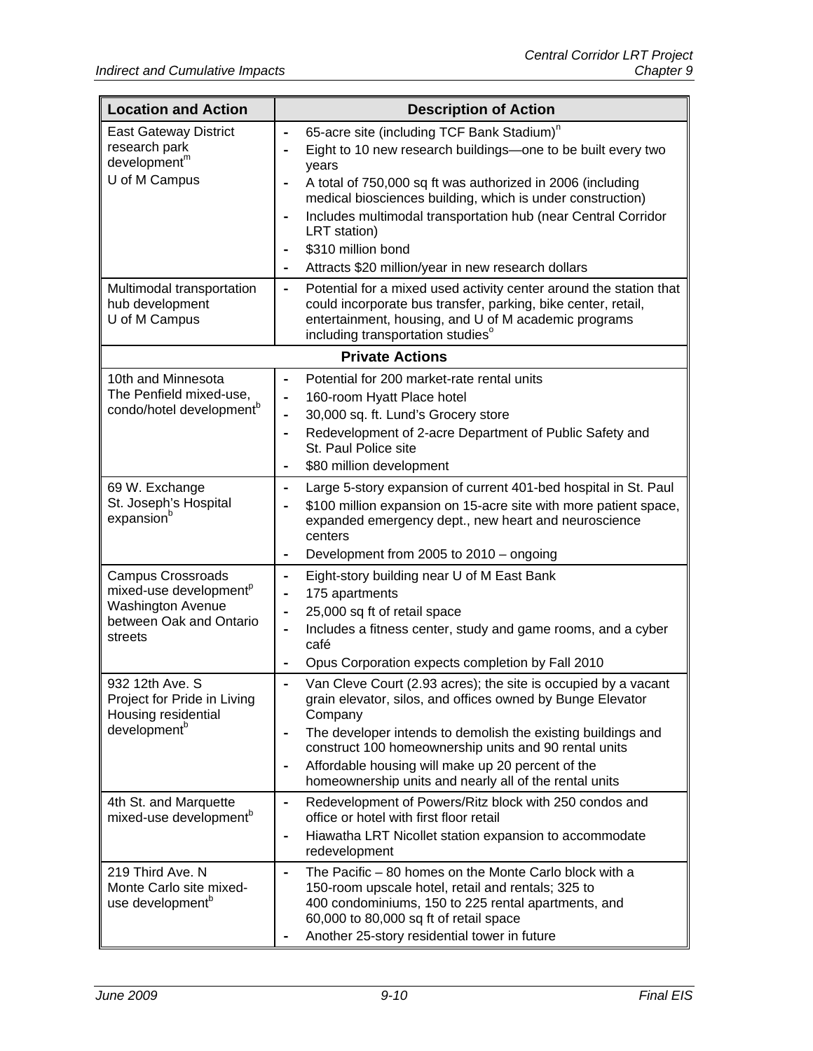| Location and Action | Description of Action |
|---|---|
| East Gateway District research park development[m] U of M Campus | - 65-acre site (including TCF Bank Stadium)[n]<br>- Eight to 10 new research buildings—one to be built every two years<br>- A total of 750,000 sq ft was authorized in 2006 (including medical biosciences building, which is under construction)<br>- Includes multimodal transportation hub (near Central Corridor LRT station)<br>- $310 million bond<br>- Attracts $20 million/year in new research dollars |
| Multimodal transportation hub development U of M Campus | - Potential for a mixed used activity center around the station that could incorporate bus transfer, parking, bike center, retail, entertainment, housing, and U of M academic programs including transportation studies[o] |
| **Private Actions** | |
| 10th and Minnesota The Penfield mixed-use, condo/hotel development[b] | - Potential for 200 market-rate rental units<br>- 160-room Hyatt Place hotel<br>- 30,000 sq. ft. Lund's Grocery store<br>- Redevelopment of 2-acre Department of Public Safety and St. Paul Police site<br>- $80 million development |
| 69 W. Exchange St. Joseph's Hospital expansion[b] | - Large 5-story expansion of current 401-bed hospital in St. Paul<br>- $100 million expansion on 15-acre site with more patient space, expanded emergency dept., new heart and neuroscience centers<br>- Development from 2005 to 2010 – ongoing |
| Campus Crossroads mixed-use development[p] Washington Avenue between Oak and Ontario streets | - Eight-story building near U of M East Bank<br>- 175 apartments<br>- 25,000 sq ft of retail space<br>- Includes a fitness center, study and game rooms, and a cyber café<br>- Opus Corporation expects completion by Fall 2010 |
| 932 12th Ave. S Project for Pride in Living Housing residential development[b] | - Van Cleve Court (2.93 acres); the site is occupied by a vacant grain elevator, silos, and offices owned by Bunge Elevator Company<br>- The developer intends to demolish the existing buildings and construct 100 homeownership units and 90 rental units<br>- Affordable housing will make up 20 percent of the homeownership units and nearly all of the rental units |
| 4th St. and Marquette mixed-use development[b] | - Redevelopment of Powers/Ritz block with 250 condos and office or hotel with first floor retail<br>- Hiawatha LRT Nicollet station expansion to accommodate redevelopment |
| 219 Third Ave. N Monte Carlo site mixed-use development[b] | - The Pacific – 80 homes on the Monte Carlo block with a 150-room upscale hotel, retail and rentals; 325 to 400 condominiums, 150 to 225 rental apartments, and 60,000 to 80,000 sq ft of retail space<br>- Another 25-story residential tower in future |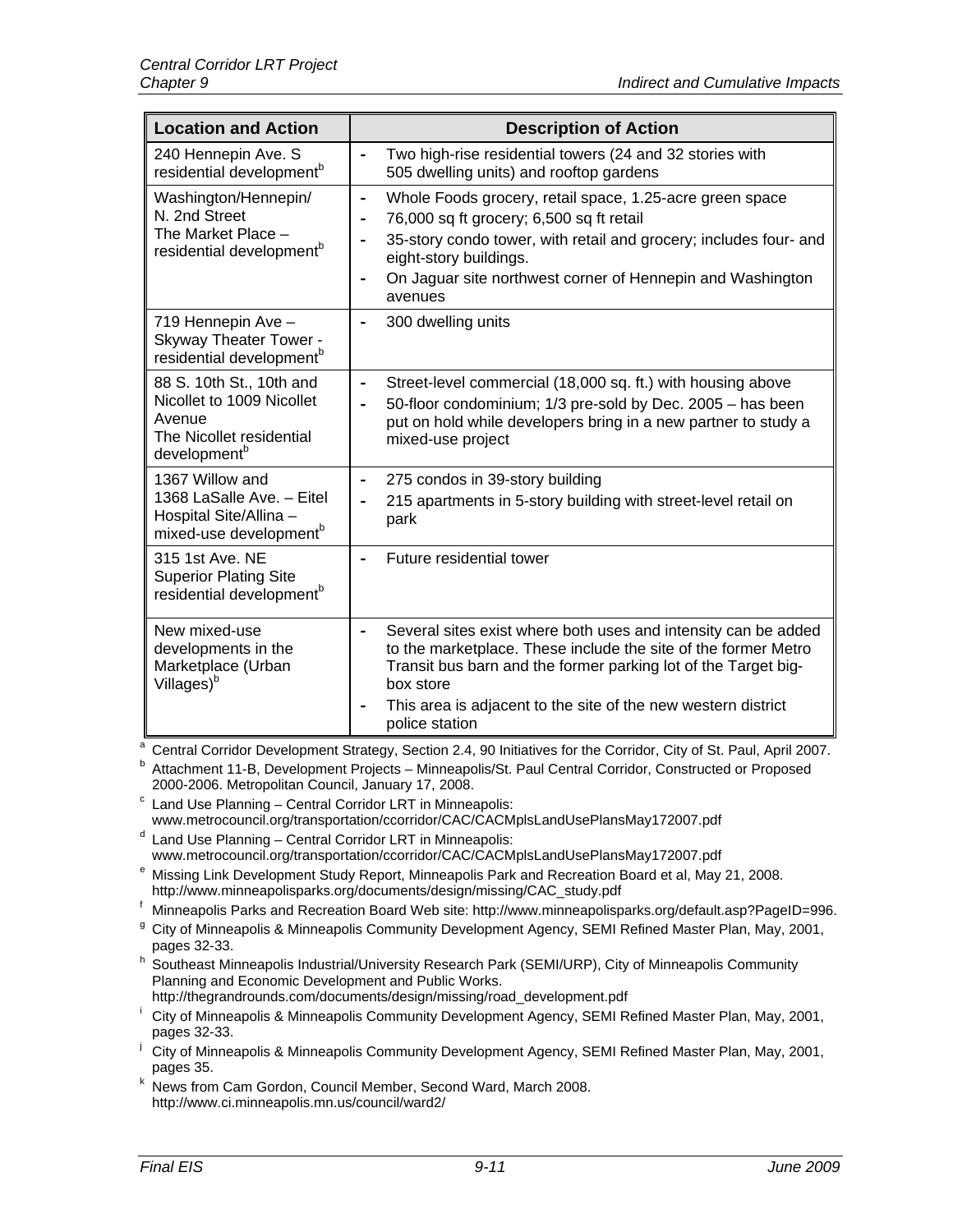| Location and Action | Description of Action |
|---|---|
| 240 Hennepin Ave. S residential development[b] | - Two high-rise residential towers (24 and 32 stories with 505 dwelling units) and rooftop gardens |
| Washington/Hennepin/ N. 2nd Street The Market Place – residential development[b] | - Whole Foods grocery, retail space, 1.25-acre green space<br>- 76,000 sq ft grocery; 6,500 sq ft retail<br>- 35-story condo tower, with retail and grocery; includes four- and eight-story buildings.<br>- On Jaguar site northwest corner of Hennepin and Washington avenues |
| 719 Hennepin Ave – Skyway Theater Tower - residential development[b] | - 300 dwelling units |
| 88 S. 10th St., 10th and Nicollet to 1009 Nicollet Avenue The Nicollet residential development[b] | - Street-level commercial (18,000 sq. ft.) with housing above<br>- 50-floor condominium; 1/3 pre-sold by Dec. 2005 – has been put on hold while developers bring in a new partner to study a mixed-use project |
| 1367 Willow and 1368 LaSalle Ave. – Eitel Hospital Site/Allina – mixed-use development[b] | - 275 condos in 39-story building<br>- 215 apartments in 5-story building with street-level retail on park |
| 315 1st Ave. NE Superior Plating Site residential development[b] | - Future residential tower |
| New mixed-use developments in the Marketplace (Urban Villages)[b] | - Several sites exist where both uses and intensity can be added to the marketplace. These include the site of the former Metro Transit bus barn and the former parking lot of the Target big-box store<br>- This area is adjacent to the site of the new western district police station |

[a] Central Corridor Development Strategy, Section 2.4, 90 Initiatives for the Corridor, City of St. Paul, April 2007.

[b] Attachment 11-B, Development Projects – Minneapolis/St. Paul Central Corridor, Constructed or Proposed 2000-2006. Metropolitan Council, January 17, 2008.

[c] Land Use Planning – Central Corridor LRT in Minneapolis: www.metrocouncil.org/transportation/ccorridor/CAC/CACMplsLandUsePlansMay172007.pdf

[d] Land Use Planning – Central Corridor LRT in Minneapolis: www.metrocouncil.org/transportation/ccorridor/CAC/CACMplsLandUsePlansMay172007.pdf

[e] Missing Link Development Study Report, Minneapolis Park and Recreation Board et al, May 21, 2008. http://www.minneapolisparks.org/documents/design/missing/CAC_study.pdf

[f] Minneapolis Parks and Recreation Board Web site: http://www.minneapolisparks.org/default.asp?PageID=996.

[g] City of Minneapolis & Minneapolis Community Development Agency, SEMI Refined Master Plan, May, 2001, pages 32-33.

[h] Southeast Minneapolis Industrial/University Research Park (SEMI/URP), City of Minneapolis Community Planning and Economic Development and Public Works. http://thegrandrounds.com/documents/design/missing/road_development.pdf

[i] City of Minneapolis & Minneapolis Community Development Agency, SEMI Refined Master Plan, May, 2001, pages 32-33.

[j] City of Minneapolis & Minneapolis Community Development Agency, SEMI Refined Master Plan, May, 2001, pages 35.

[k] News from Cam Gordon, Council Member, Second Ward, March 2008. http://www.ci.minneapolis.mn.us/council/ward2/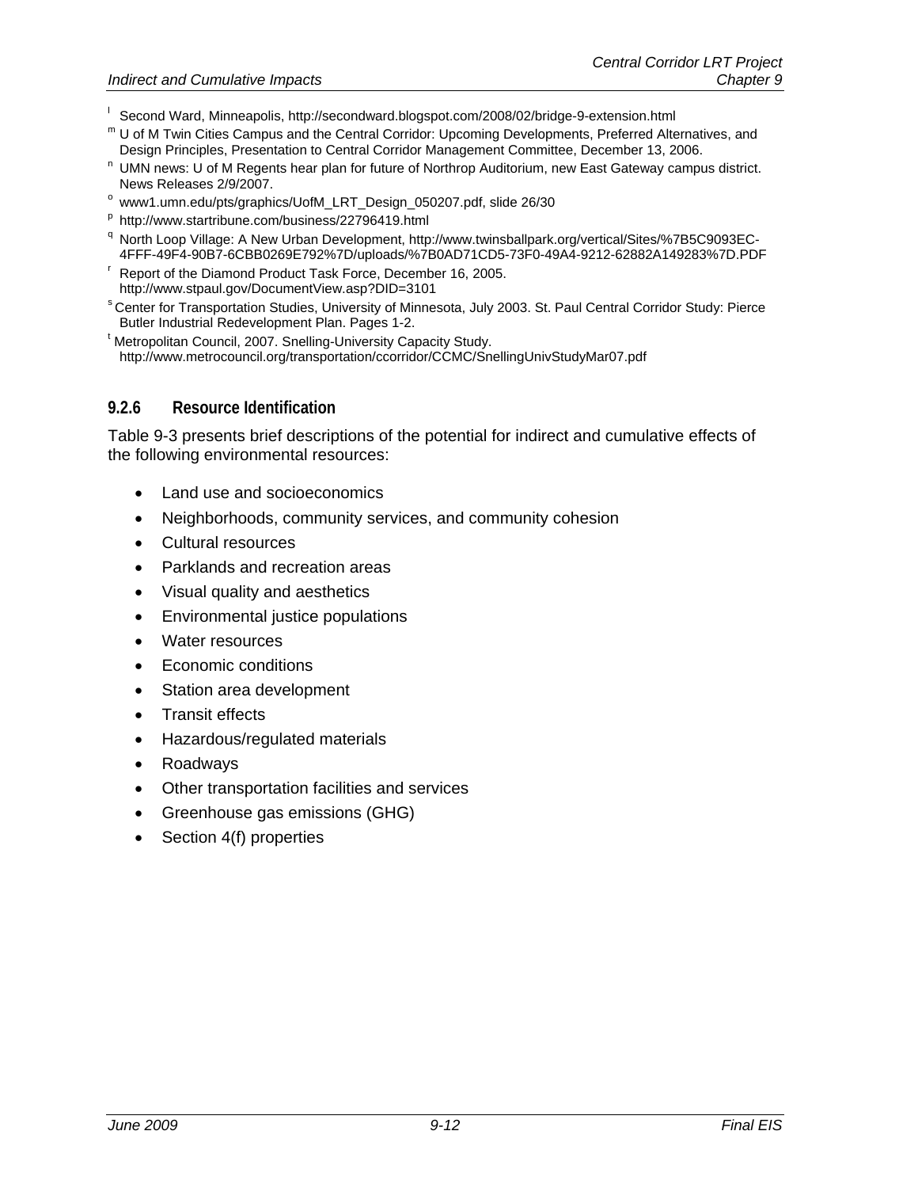[l] Second Ward, Minneapolis, http://secondward.blogspot.com/2008/02/bridge-9-extension.html

[m] U of M Twin Cities Campus and the Central Corridor: Upcoming Developments, Preferred Alternatives, and Design Principles, Presentation to Central Corridor Management Committee, December 13, 2006.

[n] UMN news: U of M Regents hear plan for future of Northrop Auditorium, new East Gateway campus district. News Releases 2/9/2007.

[o] www1.umn.edu/pts/graphics/UofM_LRT_Design_050207.pdf, slide 26/30

[p] http://www.startribune.com/business/22796419.html

[q] North Loop Village: A New Urban Development, http://www.twinsballpark.org/vertical/Sites/%7B5C9093EC-4FFF-49F4-90B7-6CBB0269E792%7D/uploads/%7B0AD71CD5-73F0-49A4-9212-62882A149283%7D.PDF

[r] Report of the Diamond Product Task Force, December 16, 2005. http://www.stpaul.gov/DocumentView.asp?DID=3101

[s] Center for Transportation Studies, University of Minnesota, July 2003. St. Paul Central Corridor Study: Pierce Butler Industrial Redevelopment Plan. Pages 1-2.

[t] Metropolitan Council, 2007. Snelling-University Capacity Study. http://www.metrocouncil.org/transportation/ccorridor/CCMC/SnellingUnivStudyMar07.pdf

### 9.2.6 Resource Identification

Table 9-3 presents brief descriptions of the potential for indirect and cumulative effects of the following environmental resources:

- Land use and socioeconomics
- Neighborhoods, community services, and community cohesion
- Cultural resources
- Parklands and recreation areas
- Visual quality and aesthetics
- Environmental justice populations
- Water resources
- Economic conditions
- Station area development
- Transit effects
- Hazardous/regulated materials
- Roadways
- Other transportation facilities and services
- Greenhouse gas emissions (GHG)
- Section 4(f) properties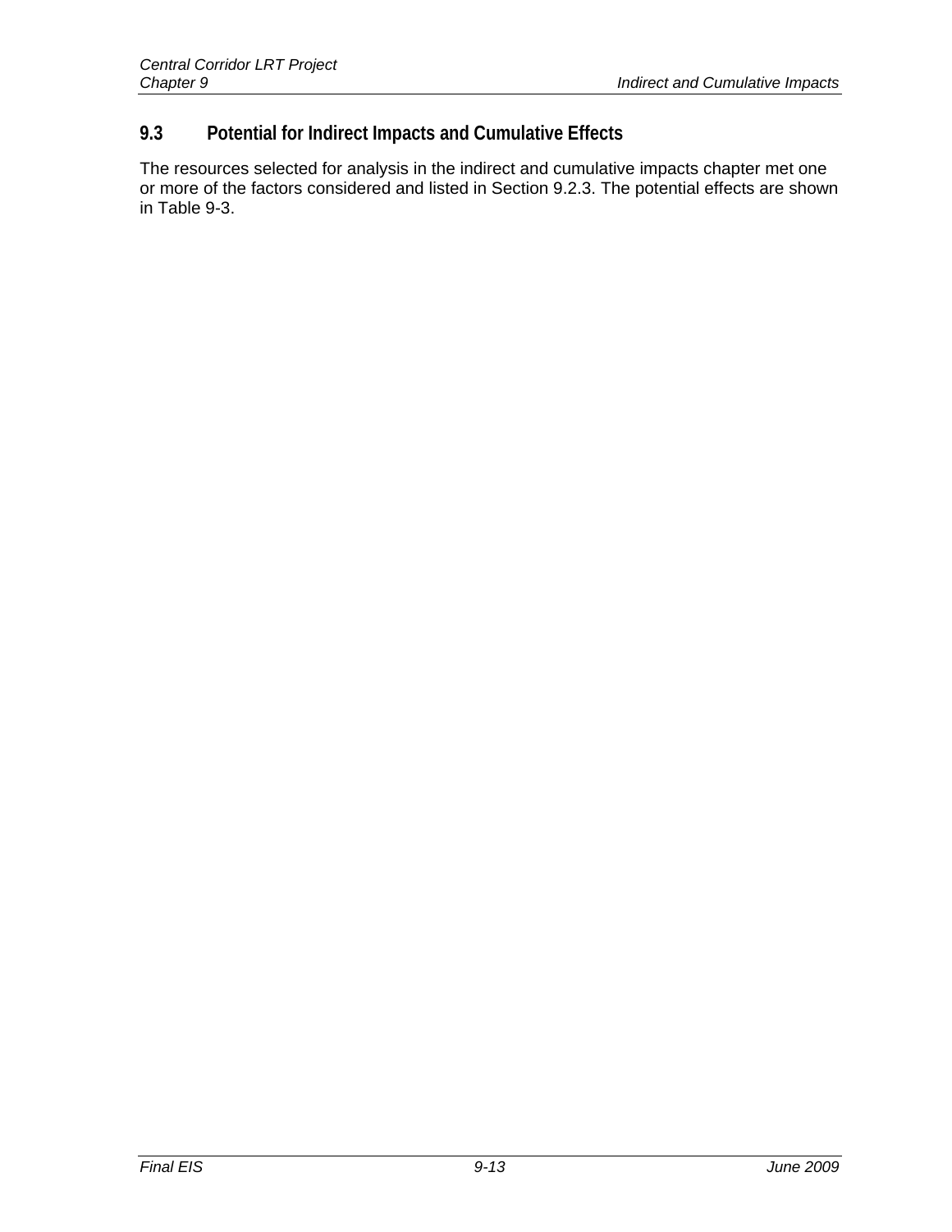## 9.3 Potential for Indirect Impacts and Cumulative Effects

The resources selected for analysis in the indirect and cumulative impacts chapter met one or more of the factors considered and listed in Section 9.2.3. The potential effects are shown in Table 9-3.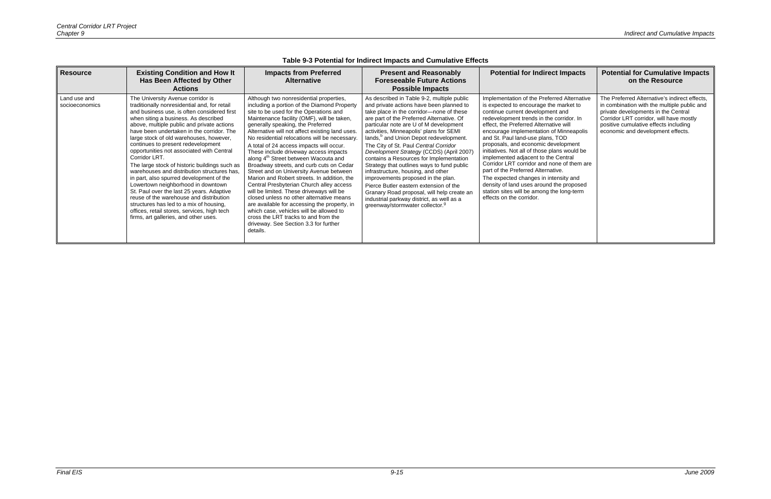**Table 9-3 Potential for Indirect Impacts and Cumulative Effects**

| Resource | Existing Condition and How It Has Been Affected by Other Actions | Impacts from Preferred Alternative | Present and Reasonably Foreseeable Future Actions Possible Impacts | Potential for Indirect Impacts | Potential for Cumulative Impacts on the Resource |
|---|---|---|---|---|---|
| Land use and socioeconomics | The University Avenue corridor is traditionally nonresidential and, for retail and business use, is often considered first when siting a business. As described above, multiple public and private actions have been undertaken in the corridor. The large stock of old warehouses, however, continues to present redevelopment opportunities not associated with Central Corridor LRT. The large stock of historic buildings such as warehouses and distribution structures has, in part, also spurred development of the Lowertown neighborhood in downtown St. Paul over the last 25 years. Adaptive reuse of the warehouse and distribution structures has led to a mix of housing, offices, retail stores, services, high tech firms, art galleries, and other uses. | Although two nonresidential properties, including a portion of the Diamond Property site to be used for the Operations and Maintenance facility (OMF), will be taken, generally speaking, the Preferred Alternative will not affect existing land uses. No residential relocations will be necessary. A total of 24 access impacts will occur. These include driveway access impacts along 4th Street between Wacouta and Broadway streets, and curb cuts on Cedar Street and on University Avenue between Marion and Robert streets. In addition, the Central Presbyterian Church alley access will be limited. These driveways will be closed unless no other alternative means are available for accessing the property, in which case, vehicles will be allowed to cross the LRT tracks to and from the driveway. See Section 3.3 for further details. | As described in Table 9-2, multiple public and private actions have been planned to take place in the corridor—none of these are part of the Preferred Alternative. Of particular note are U of M development activities, Minneapolis' plans for SEMI lands,[b] and Union Depot redevelopment. The City of St. Paul *Central Corridor Development Strategy* (CCDS) (April 2007) contains a Resources for Implementation Strategy that outlines ways to fund public infrastructure, housing, and other improvements proposed in the plan. Pierce Butler eastern extension of the Granary Road proposal, will help create an industrial parkway district, as well as a greenway/stormwater collector.[9] | Implementation of the Preferred Alternative is expected to encourage the market to continue current development and redevelopment trends in the corridor. In effect, the Preferred Alternative will encourage implementation of Minneapolis and St. Paul land-use plans, TOD proposals, and economic development initiatives. Not all of those plans would be implemented adjacent to the Central Corridor LRT corridor and none of them are part of the Preferred Alternative. The expected changes in intensity and density of land uses around the proposed station sites will be among the long-term effects on the corridor. | The Preferred Alternative's indirect effects, in combination with the multiple public and private developments in the Central Corridor LRT corridor, will have mostly positive cumulative effects including economic and development effects. |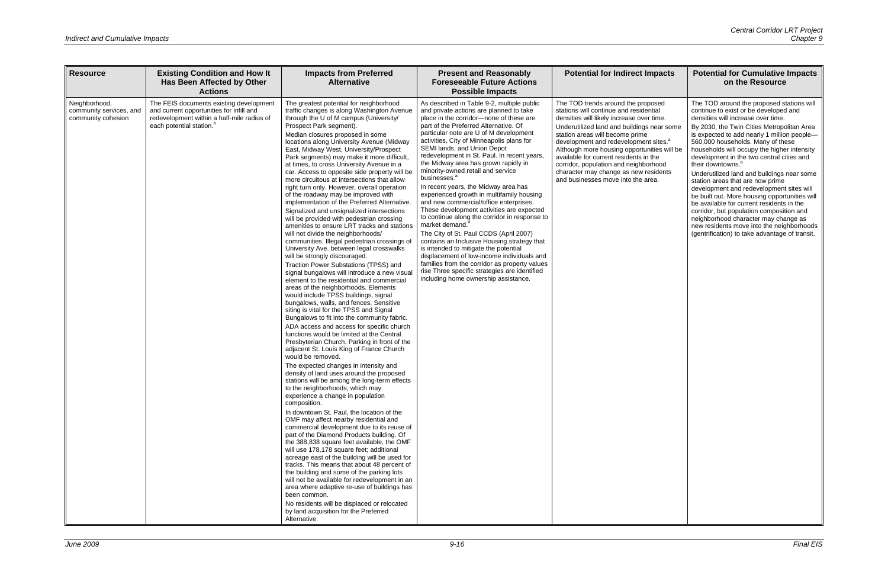| Resource | Existing Condition and How It Has Been Affected by Other Actions | Impacts from Preferred Alternative | Present and Reasonably Foreseeable Future Actions Possible Impacts | Potential for Indirect Impacts | Potential for Cumulative Impacts on the Resource |
|---|---|---|---|---|---|
| Neighborhood, community services, and community cohesion | The FEIS documents existing development and current opportunities for infill and redevelopment within a half-mile radius of each potential station.[a] | The greatest potential for neighborhood traffic changes is along Washington Avenue through the U of M campus (University/ Prospect Park segment).<br><br>Median closures proposed in some locations along University Avenue (Midway East, Midway West, University/Prospect Park segments) may make it more difficult, at times, to cross University Avenue in a car. Access to opposite side property will be more circuitous at intersections that allow right turn only. However, overall operation of the roadway may be improved with implementation of the Preferred Alternative.<br><br>Signalized and unsignalized intersections will be provided with pedestrian crossing amenities to ensure LRT tracks and stations will not divide the neighborhoods/ communities. Illegal pedestrian crossings of University Ave. between legal crosswalks will be strongly discouraged.<br><br>Traction Power Substations (TPSS) and signal bungalows will introduce a new visual element to the residential and commercial areas of the neighborhoods. Elements would include TPSS buildings, signal bungalows, walls, and fences. Sensitive siting is vital for the TPSS and Signal Bungalows to fit into the community fabric.<br><br>ADA access and access for specific church functions would be limited at the Central Presbyterian Church. Parking in front of the adjacent St. Louis King of France Church would be removed.<br><br>The expected changes in intensity and density of land uses around the proposed stations will be among the long-term effects to the neighborhoods, which may experience a change in population composition.<br><br>In downtown St. Paul, the location of the OMF may affect nearby residential and commercial development due to its reuse of part of the Diamond Products building. Of the 388,838 square feet available, the OMF will use 178,178 square feet; additional acreage east of the building will be used for tracks. This means that about 48 percent of the building and some of the parking lots will not be available for redevelopment in an area where adaptive re-use of buildings has been common.<br><br>No residents will be displaced or relocated by land acquisition for the Preferred Alternative. | As described in Table 9-2, multiple public and private actions are planned to take place in the corridor—none of these are part of the Preferred Alternative. Of particular note are U of M development activities, City of Minneapolis plans for SEMI lands, and Union Depot redevelopment in St. Paul. In recent years, the Midway area has grown rapidly in minority-owned retail and service businesses.[a]<br><br>In recent years, the Midway area has experienced growth in multifamily housing and new commercial/office enterprises. These development activities are expected to continue along the corridor in response to market demand.[a]<br><br>The City of St. Paul CCDS (April 2007) contains an Inclusive Housing strategy that is intended to mitigate the potential displacement of low-income individuals and families from the corridor as property values rise Three specific strategies are identified including home ownership assistance. | The TOD trends around the proposed stations will continue and residential densities will likely increase over time.<br><br>Underutilized land and buildings near some station areas will become prime development and redevelopment sites.[a] Although more housing opportunities will be available for current residents in the corridor, population and neighborhood character may change as new residents and businesses move into the area. | The TOD around the proposed stations will continue to exist or be developed and densities will increase over time.<br><br>By 2030, the Twin Cities Metropolitan Area is expected to add nearly 1 million people—560,000 households. Many of these households will occupy the higher intensity development in the two central cities and their downtowns.[a]<br><br>Underutilized land and buildings near some station areas that are now prime development and redevelopment sites will be built out. More housing opportunities will be available for current residents in the corridor, but population composition and neighborhood character may change as new residents move into the neighborhoods (gentrification) to take advantage of transit. |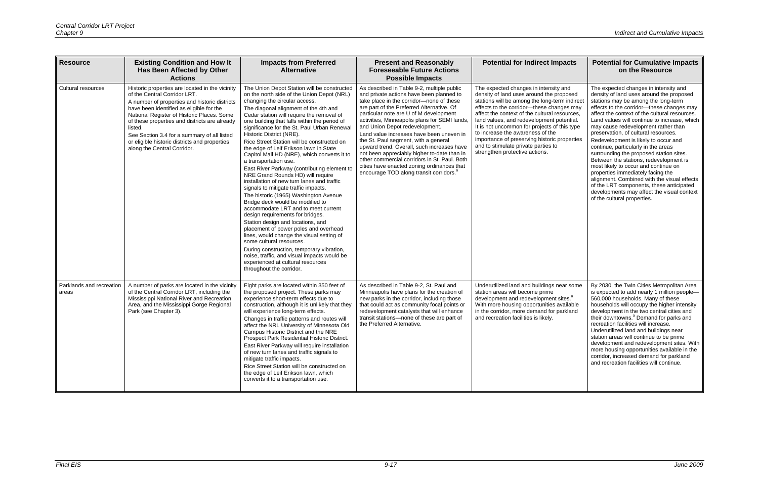| Resource | Existing Condition and How It Has Been Affected by Other Actions | Impacts from Preferred Alternative | Present and Reasonably Foreseeable Future Actions Possible Impacts | Potential for Indirect Impacts | Potential for Cumulative Impacts on the Resource |
|---|---|---|---|---|---|
| Cultural resources | Historic properties are located in the vicinity of the Central Corridor LRT.<br>A number of properties and historic districts have been identified as eligible for the National Register of Historic Places. Some of these properties and districts are already listed.<br>See Section 3.4 for a summary of all listed or eligible historic districts and properties along the Central Corridor. | The Union Depot Station will be constructed on the north side of the Union Depot (NRL) changing the circular access.<br>The diagonal alignment of the 4th and Cedar station will require the removal of one building that falls within the period of significance for the St. Paul Urban Renewal Historic District (NRE).<br>Rice Street Station will be constructed on the edge of Leif Erikson lawn in State Capitol Mall HD (NRE), which converts it to a transportation use.<br>East River Parkway (contributing element to NRE Grand Rounds HD) will require installation of new turn lanes and traffic signals to mitigate traffic impacts.<br>The historic (1965) Washington Avenue Bridge deck would be modified to accommodate LRT and to meet current design requirements for bridges.<br>Station design and locations, and placement of power poles and overhead lines, would change the visual setting of some cultural resources.<br>During construction, temporary vibration, noise, traffic, and visual impacts would be experienced at cultural resources throughout the corridor. | As described in Table 9-2, multiple public and private actions have been planned to take place in the corridor—none of these are part of the Preferred Alternative. Of particular note are U of M development activities, Minneapolis plans for SEMI lands, and Union Depot redevelopment.<br>Land value increases have been uneven in the St. Paul segment, with a general upward trend. Overall, such increases have not been appreciably higher to-date than in other commercial corridors in St. Paul. Both cities have enacted zoning ordinances that encourage TOD along transit corridors.[a] | The expected changes in intensity and density of land uses around the proposed stations will be among the long-term indirect effects to the corridor—these changes may affect the context of the cultural resources, land values, and redevelopment potential. It is not uncommon for projects of this type to increase the awareness of the importance of preserving historic properties and to stimulate private parties to strengthen protective actions. | The expected changes in intensity and density of land uses around the proposed stations may be among the long-term effects to the corridor—these changes may affect the context of the cultural resources. Land values will continue to increase, which may cause redevelopment rather than preservation, of cultural resources. Redevelopment is likely to occur and continue, particularly in the areas surrounding the proposed station sites. Between the stations, redevelopment is most likely to occur and continue on properties immediately facing the alignment. Combined with the visual effects of the LRT components, these anticipated developments may affect the visual context of the cultural properties. |
| Parklands and recreation areas | A number of parks are located in the vicinity of the Central Corridor LRT, including the Mississippi National River and Recreation Area, and the Mississippi Gorge Regional Park (see Chapter 3). | Eight parks are located within 350 feet of the proposed project. These parks may experience short-term effects due to construction, although it is unlikely that they will experience long-term effects.<br>Changes in traffic patterns and routes will affect the NRL University of Minnesota Old Campus Historic District and the NRE Prospect Park Residential Historic District.<br>East River Parkway will require installation of new turn lanes and traffic signals to mitigate traffic impacts.<br>Rice Street Station will be constructed on the edge of Leif Erikson lawn, which converts it to a transportation use. | As described in Table 9-2, St. Paul and Minneapolis have plans for the creation of new parks in the corridor, including those that could act as community focal points or redevelopment catalysts that will enhance transit stations—none of these are part of the Preferred Alternative. | Underutilized land and buildings near some station areas will become prime development and redevelopment sites.[a] With more housing opportunities available in the corridor, more demand for parkland and recreation facilities is likely. | By 2030, the Twin Cities Metropolitan Area is expected to add nearly 1 million people—560,000 households. Many of these households will occupy the higher intensity development in the two central cities and their downtowns.[a] Demand for parks and recreation facilities will increase. Underutilized land and buildings near station areas will continue to be prime development and redevelopment sites. With more housing opportunities available in the corridor, increased demand for parkland and recreation facilities will continue. |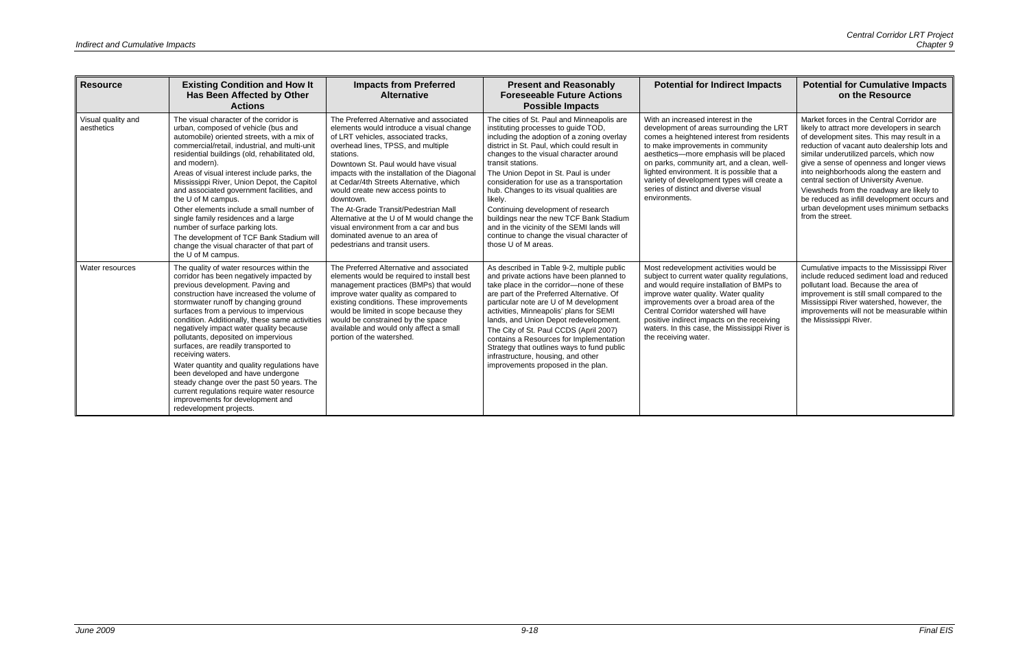| Resource | Existing Condition and How It Has Been Affected by Other Actions | Impacts from Preferred Alternative | Present and Reasonably Foreseeable Future Actions Possible Impacts | Potential for Indirect Impacts | Potential for Cumulative Impacts on the Resource |
|---|---|---|---|---|---|
| Visual quality and aesthetics | The visual character of the corridor is urban, composed of vehicle (bus and automobile) oriented streets, with a mix of commercial/retail, industrial, and multi-unit residential buildings (old, rehabilitated old, and modern).<br>Areas of visual interest include parks, the Mississippi River, Union Depot, the Capitol and associated government facilities, and the U of M campus.<br>Other elements include a small number of single family residences and a large number of surface parking lots.<br>The development of TCF Bank Stadium will change the visual character of that part of the U of M campus. | The Preferred Alternative and associated elements would introduce a visual change of LRT vehicles, associated tracks, overhead lines, TPSS, and multiple stations.<br>Downtown St. Paul would have visual impacts with the installation of the Diagonal at Cedar/4th Streets Alternative, which would create new access points to downtown.<br>The At-Grade Transit/Pedestrian Mall Alternative at the U of M would change the visual environment from a car and bus dominated avenue to an area of pedestrians and transit users. | The cities of St. Paul and Minneapolis are instituting processes to guide TOD, including the adoption of a zoning overlay district in St. Paul, which could result in changes to the visual character around transit stations.<br>The Union Depot in St. Paul is under consideration for use as a transportation hub. Changes to its visual qualities are likely.<br>Continuing development of research buildings near the new TCF Bank Stadium and in the vicinity of the SEMI lands will continue to change the visual character of those U of M areas. | With an increased interest in the development of areas surrounding the LRT comes a heightened interest from residents to make improvements in community aesthetics—more emphasis will be placed on parks, community art, and a clean, well-lighted environment. It is possible that a variety of development types will create a series of distinct and diverse visual environments. | Market forces in the Central Corridor are likely to attract more developers in search of development sites. This may result in a reduction of vacant auto dealership lots and similar underutilized parcels, which now give a sense of openness and longer views into neighborhoods along the eastern and central section of University Avenue. Viewsheds from the roadway are likely to be reduced as infill development occurs and urban development uses minimum setbacks from the street. |
| Water resources | The quality of water resources within the corridor has been negatively impacted by previous development. Paving and construction have increased the volume of stormwater runoff by changing ground surfaces from a pervious to impervious condition. Additionally, these same activities negatively impact water quality because pollutants, deposited on impervious surfaces, are readily transported to receiving waters.<br>Water quantity and quality regulations have been developed and have undergone steady change over the past 50 years. The current regulations require water resource improvements for development and redevelopment projects. | The Preferred Alternative and associated elements would be required to install best management practices (BMPs) that would improve water quality as compared to existing conditions. These improvements would be limited in scope because they would be constrained by the space available and would only affect a small portion of the watershed. | As described in Table 9-2, multiple public and private actions have been planned to take place in the corridor—none of these are part of the Preferred Alternative. Of particular note are U of M development activities, Minneapolis' plans for SEMI lands, and Union Depot redevelopment. The City of St. Paul CCDS (April 2007) contains a Resources for Implementation Strategy that outlines ways to fund public infrastructure, housing, and other improvements proposed in the plan. | Most redevelopment activities would be subject to current water quality regulations, and would require installation of BMPs to improve water quality. Water quality improvements over a broad area of the Central Corridor watershed will have positive indirect impacts on the receiving waters. In this case, the Mississippi River is the receiving water. | Cumulative impacts to the Mississippi River include reduced sediment load and reduced pollutant load. Because the area of improvement is still small compared to the Mississippi River watershed, however, the improvements will not be measurable within the Mississippi River. |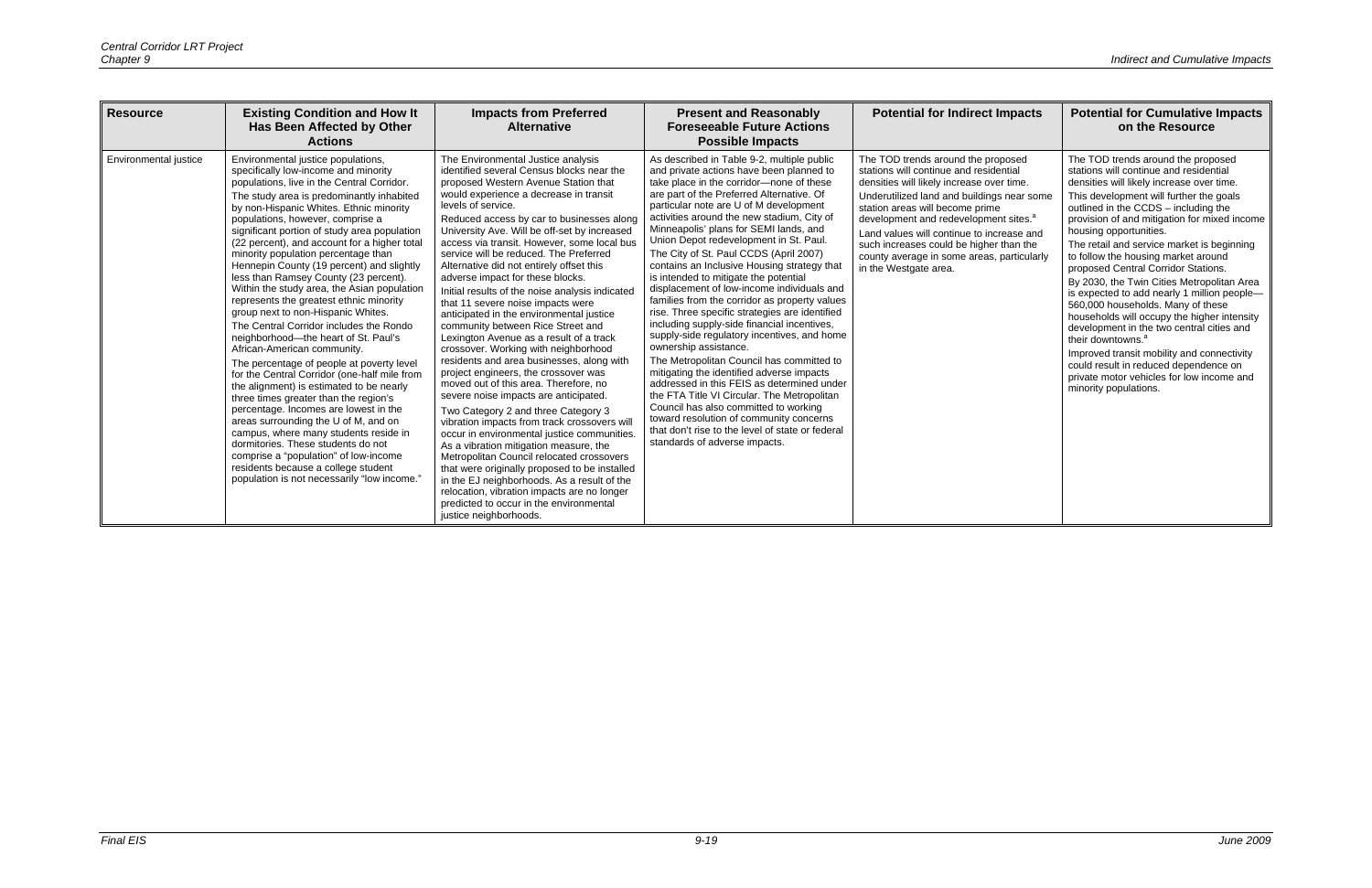| Resource | Existing Condition and How It Has Been Affected by Other Actions | Impacts from Preferred Alternative | Present and Reasonably Foreseeable Future Actions Possible Impacts | Potential for Indirect Impacts | Potential for Cumulative Impacts on the Resource |
|---|---|---|---|---|---|
| Environmental justice | Environmental justice populations, specifically low-income and minority populations, live in the Central Corridor.<br>The study area is predominantly inhabited by non-Hispanic Whites. Ethnic minority populations, however, comprise a significant portion of study area population (22 percent), and account for a higher total minority population percentage than Hennepin County (19 percent) and slightly less than Ramsey County (23 percent). Within the study area, the Asian population represents the greatest ethnic minority group next to non-Hispanic Whites.<br>The Central Corridor includes the Rondo neighborhood—the heart of St. Paul's African-American community.<br>The percentage of people at poverty level for the Central Corridor (one-half mile from the alignment) is estimated to be nearly three times greater than the region's percentage. Incomes are lowest in the areas surrounding the U of M, and on campus, where many students reside in dormitories. These students do not comprise a "population" of low-income residents because a college student population is not necessarily "low income." | The Environmental Justice analysis identified several Census blocks near the proposed Western Avenue Station that would experience a decrease in transit levels of service.<br>Reduced access by car to businesses along University Ave. Will be off-set by increased access via transit. However, some local bus service will be reduced. The Preferred Alternative did not entirely offset this adverse impact for these blocks.<br>Initial results of the noise analysis indicated that 11 severe noise impacts were anticipated in the environmental justice community between Rice Street and Lexington Avenue as a result of a track crossover. Working with neighborhood residents and area businesses, along with project engineers, the crossover was moved out of this area. Therefore, no severe noise impacts are anticipated.<br>Two Category 2 and three Category 3 vibration impacts from track crossovers will occur in environmental justice communities. As a vibration mitigation measure, the Metropolitan Council relocated crossovers that were originally proposed to be installed in the EJ neighborhoods. As a result of the relocation, vibration impacts are no longer predicted to occur in the environmental justice neighborhoods. | As described in Table 9-2, multiple public and private actions have been planned to take place in the corridor—none of these are part of the Preferred Alternative. Of particular note are U of M development activities around the new stadium, City of Minneapolis' plans for SEMI lands, and Union Depot redevelopment in St. Paul.<br>The City of St. Paul CCDS (April 2007) contains an Inclusive Housing strategy that is intended to mitigate the potential displacement of low-income individuals and families from the corridor as property values rise. Three specific strategies are identified including supply-side financial incentives, supply-side regulatory incentives, and home ownership assistance.<br>The Metropolitan Council has committed to mitigating the identified adverse impacts addressed in this FEIS as determined under the FTA Title VI Circular. The Metropolitan Council has also committed to working toward resolution of community concerns that don't rise to the level of state or federal standards of adverse impacts. | The TOD trends around the proposed stations will continue and residential densities will likely increase over time.<br>Underutilized land and buildings near some station areas will become prime development and redevelopment sites.[a]<br>Land values will continue to increase and such increases could be higher than the county average in some areas, particularly in the Westgate area. | The TOD trends around the proposed stations will continue and residential densities will likely increase over time. This development will further the goals outlined in the CCDS – including the provision of and mitigation for mixed income housing opportunities.<br>The retail and service market is beginning to follow the housing market around proposed Central Corridor Stations.<br>By 2030, the Twin Cities Metropolitan Area is expected to add nearly 1 million people—560,000 households. Many of these households will occupy the higher intensity development in the two central cities and their downtowns.[a]<br>Improved transit mobility and connectivity could result in reduced dependence on private motor vehicles for low income and minority populations. |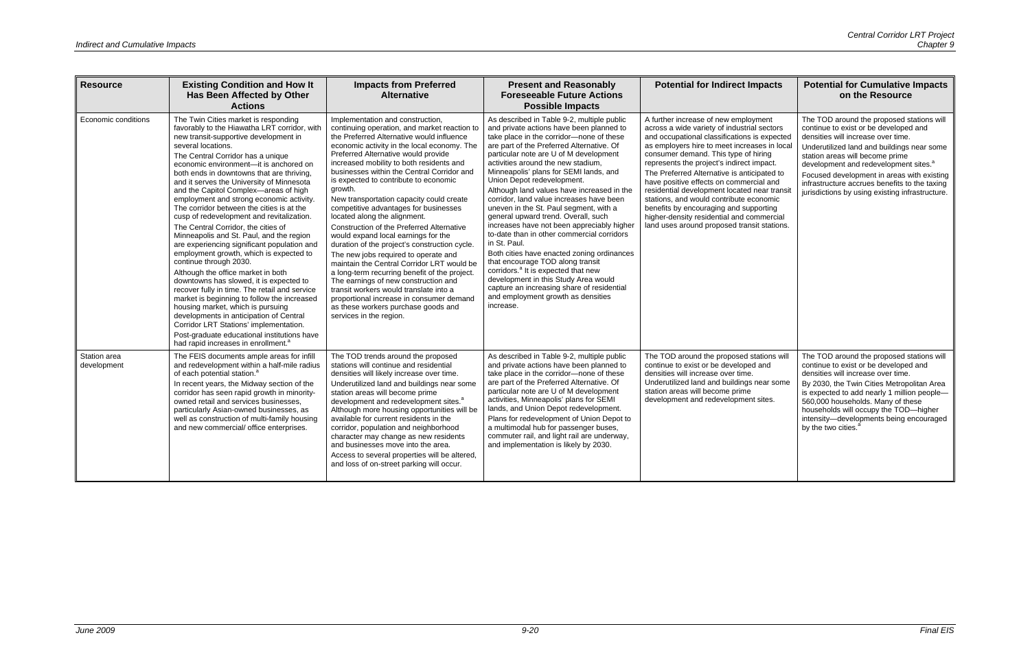| Resource | Existing Condition and How It Has Been Affected by Other Actions | Impacts from Preferred Alternative | Present and Reasonably Foreseeable Future Actions Possible Impacts | Potential for Indirect Impacts | Potential for Cumulative Impacts on the Resource |
|---|---|---|---|---|---|
| Economic conditions | The Twin Cities market is responding favorably to the Hiawatha LRT corridor, with new transit-supportive development in several locations.<br>The Central Corridor has a unique economic environment—it is anchored on both ends in downtowns that are thriving, and it serves the University of Minnesota and the Capitol Complex—areas of high employment and strong economic activity. The corridor between the cities is at the cusp of redevelopment and revitalization.<br>The Central Corridor, the cities of Minneapolis and St. Paul, and the region are experiencing significant population and employment growth, which is expected to continue through 2030.<br>Although the office market in both downtowns has slowed, it is expected to recover fully in time. The retail and service market is beginning to follow the increased housing market, which is pursuing developments in anticipation of Central Corridor LRT Stations' implementation.<br>Post-graduate educational institutions have had rapid increases in enrollment.[a] | Implementation and construction, continuing operation, and market reaction to the Preferred Alternative would influence economic activity in the local economy. The Preferred Alternative would provide increased mobility to both residents and businesses within the Central Corridor and is expected to contribute to economic growth.<br>New transportation capacity could create competitive advantages for businesses located along the alignment.<br>Construction of the Preferred Alternative would expand local earnings for the duration of the project's construction cycle. The new jobs required to operate and maintain the Central Corridor LRT would be a long-term recurring benefit of the project. The earnings of new construction and transit workers would translate into a proportional increase in consumer demand as these workers purchase goods and services in the region. | As described in Table 9-2, multiple public and private actions have been planned to take place in the corridor—none of these are part of the Preferred Alternative. Of particular note are U of M development activities around the new stadium, Minneapolis' plans for SEMI lands, and Union Depot redevelopment.<br>Although land values have increased in the corridor, land value increases have been uneven in the St. Paul segment, with a general upward trend. Overall, such increases have not been appreciably higher to-date than in other commercial corridors in St. Paul.<br>Both cities have enacted zoning ordinances that encourage TOD along transit corridors.[a] It is expected that new development in this Study Area would capture an increasing share of residential and employment growth as densities increase. | A further increase of new employment across a wide variety of industrial sectors and occupational classifications is expected as employers hire to meet increases in local consumer demand. This type of hiring represents the project's indirect impact.<br>The Preferred Alternative is anticipated to have positive effects on commercial and residential development located near transit stations, and would contribute economic benefits by encouraging and supporting higher-density residential and commercial land uses around proposed transit stations. | The TOD around the proposed stations will continue to exist or be developed and densities will increase over time.<br>Underutilized land and buildings near some station areas will become prime development and redevelopment sites.[a]<br>Focused development in areas with existing infrastructure accrues benefits to the taxing jurisdictions by using existing infrastructure. |
| Station area development | The FEIS documents ample areas for infill and redevelopment within a half-mile radius of each potential station.[a]<br>In recent years, the Midway section of the corridor has seen rapid growth in minority-owned retail and services businesses, particularly Asian-owned businesses, as well as construction of multi-family housing and new commercial/ office enterprises. | The TOD trends around the proposed stations will continue and residential densities will likely increase over time.<br>Underutilized land and buildings near some station areas will become prime development and redevelopment sites.[a]<br>Although more housing opportunities will be available for current residents in the corridor, population and neighborhood character may change as new residents and businesses move into the area.<br>Access to several properties will be altered, and loss of on-street parking will occur. | As described in Table 9-2, multiple public and private actions have been planned to take place in the corridor—none of these are part of the Preferred Alternative. Of particular note are U of M development activities around the new stadium, Minneapolis' plans for SEMI lands, and Union Depot redevelopment.<br>Plans for redevelopment of Union Depot to a multimodal hub for passenger buses, commuter rail, and light rail are underway, and implementation is likely by 2030. | The TOD around the proposed stations will continue to exist or be developed and densities will increase over time.<br>Underutilized land and buildings near some station areas will become prime development and redevelopment sites. | The TOD around the proposed stations will continue to exist or be developed and densities will increase over time.<br>By 2030, the Twin Cities Metropolitan Area is expected to add nearly 1 million people—560,000 households. Many of these households will occupy the TOD—higher intensity—developments being encouraged by the two cities.[a] |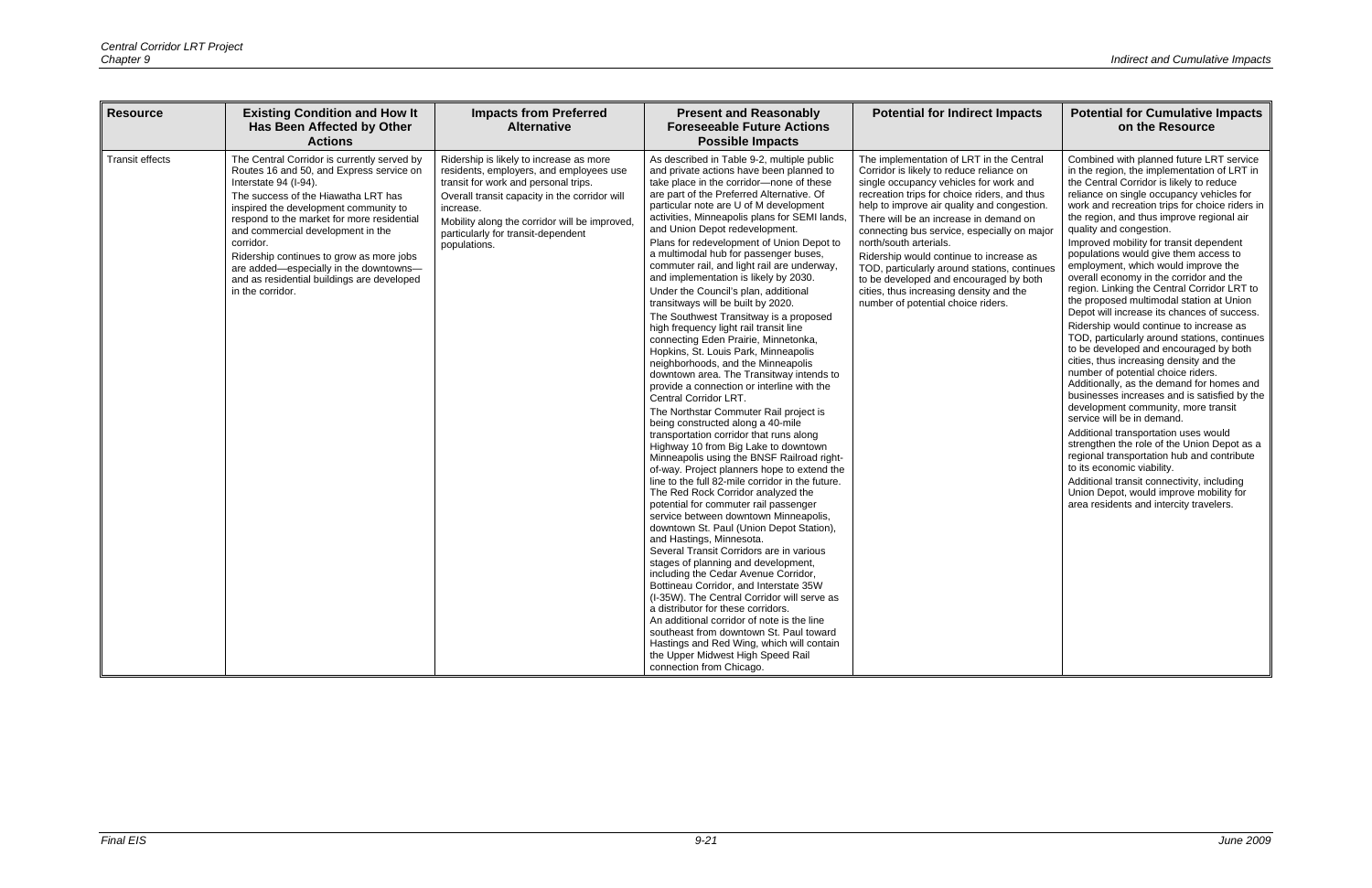| Resource | Existing Condition and How It Has Been Affected by Other Actions | Impacts from Preferred Alternative | Present and Reasonably Foreseeable Future Actions Possible Impacts | Potential for Indirect Impacts | Potential for Cumulative Impacts on the Resource |
|---|---|---|---|---|---|
| Transit effects | The Central Corridor is currently served by Routes 16 and 50, and Express service on Interstate 94 (I-94).<br>The success of the Hiawatha LRT has inspired the development community to respond to the market for more residential and commercial development in the corridor.<br>Ridership continues to grow as more jobs are added—especially in the downtowns—and as residential buildings are developed in the corridor. | Ridership is likely to increase as more residents, employers, and employees use transit for work and personal trips.<br>Overall transit capacity in the corridor will increase.<br>Mobility along the corridor will be improved, particularly for transit-dependent populations. | As described in Table 9-2, multiple public and private actions have been planned to take place in the corridor—none of these are part of the Preferred Alternative. Of particular note are U of M development activities, Minneapolis plans for SEMI lands, and Union Depot redevelopment.<br>Plans for redevelopment of Union Depot to a multimodal hub for passenger buses, commuter rail, and light rail are underway, and implementation is likely by 2030.<br>Under the Council's plan, additional transitways will be built by 2020.<br>The Southwest Transitway is a proposed high frequency light rail transit line connecting Eden Prairie, Minnetonka, Hopkins, St. Louis Park, Minneapolis neighborhoods, and the Minneapolis downtown area. The Transitway intends to provide a connection or interline with the Central Corridor LRT.<br>The Northstar Commuter Rail project is being constructed along a 40-mile transportation corridor that runs along Highway 10 from Big Lake to downtown Minneapolis using the BNSF Railroad right-of-way. Project planners hope to extend the line to the full 82-mile corridor in the future.<br>The Red Rock Corridor analyzed the potential for commuter rail passenger service between downtown Minneapolis, downtown St. Paul (Union Depot Station), and Hastings, Minnesota.<br>Several Transit Corridors are in various stages of planning and development, including the Cedar Avenue Corridor, Bottineau Corridor, and Interstate 35W (I-35W). The Central Corridor will serve as a distributor for these corridors.<br>An additional corridor of note is the line southeast from downtown St. Paul toward Hastings and Red Wing, which will contain the Upper Midwest High Speed Rail connection from Chicago. | The implementation of LRT in the Central Corridor is likely to reduce reliance on single occupancy vehicles for work and recreation trips for choice riders, and thus help to improve air quality and congestion.<br>There will be an increase in demand on connecting bus service, especially on major north/south arterials.<br>Ridership would continue to increase as TOD, particularly around stations, continues to be developed and encouraged by both cities, thus increasing density and the number of potential choice riders. | Combined with planned future LRT service in the region, the implementation of LRT in the Central Corridor is likely to reduce reliance on single occupancy vehicles for work and recreation trips for choice riders in the region, and thus improve regional air quality and congestion.<br>Improved mobility for transit dependent populations would give them access to employment, which would improve the overall economy in the corridor and the region. Linking the Central Corridor LRT to the proposed multimodal station at Union Depot will increase its chances of success.<br>Ridership would continue to increase as TOD, particularly around stations, continues to be developed and encouraged by both cities, thus increasing density and the number of potential choice riders. Additionally, as the demand for homes and businesses increases and is satisfied by the development community, more transit service will be in demand.<br>Additional transportation uses would strengthen the role of the Union Depot as a regional transportation hub and contribute to its economic viability.<br>Additional transit connectivity, including Union Depot, would improve mobility for area residents and intercity travelers. |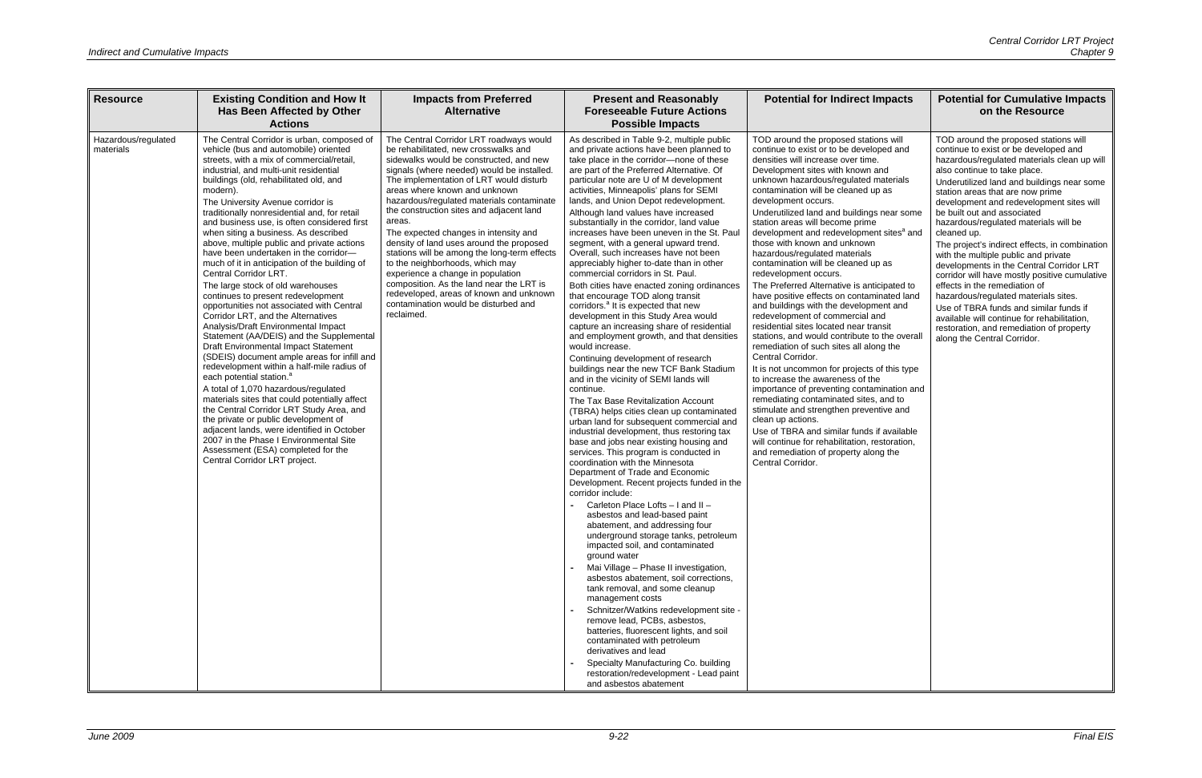| Resource | Existing Condition and How It Has Been Affected by Other Actions | Impacts from Preferred Alternative | Present and Reasonably Foreseeable Future Actions Possible Impacts | Potential for Indirect Impacts | Potential for Cumulative Impacts on the Resource |
|---|---|---|---|---|---|
| Hazardous/regulated materials | The Central Corridor is urban, composed of vehicle (bus and automobile) oriented streets, with a mix of commercial/retail, industrial, and multi-unit residential buildings (old, rehabilitated old, and modern).<br>The University Avenue corridor is traditionally nonresidential and, for retail and business use, is often considered first when siting a business. As described above, multiple public and private actions have been undertaken in the corridor—much of it in anticipation of the building of Central Corridor LRT.<br>The large stock of old warehouses continues to present redevelopment opportunities not associated with Central Corridor LRT, and the Alternatives Analysis/Draft Environmental Impact Statement (AA/DEIS) and the Supplemental Draft Environmental Impact Statement (SDEIS) document ample areas for infill and redevelopment within a half-mile radius of each potential station.[a]<br>A total of 1,070 hazardous/regulated materials sites that could potentially affect the Central Corridor LRT Study Area, and the private or public development of adjacent lands, were identified in October 2007 in the Phase I Environmental Site Assessment (ESA) completed for the Central Corridor LRT project. | The Central Corridor LRT roadways would be rehabilitated, new crosswalks and sidewalks would be constructed, and new signals (where needed) would be installed. The implementation of LRT would disturb areas where known and unknown hazardous/regulated materials contaminate the construction sites and adjacent land areas.<br>The expected changes in intensity and density of land uses around the proposed stations will be among the long-term effects to the neighborhoods, which may experience a change in population composition. As the land near the LRT is redeveloped, areas of known and unknown contamination would be disturbed and reclaimed. | As described in Table 9-2, multiple public and private actions have been planned to take place in the corridor—none of these are part of the Preferred Alternative. Of particular note are U of M development activities, Minneapolis' plans for SEMI lands, and Union Depot redevelopment.<br>Although land values have increased substantially in the corridor, land value increases have been uneven in the St. Paul segment, with a general upward trend. Overall, such increases have not been appreciably higher to-date than in other commercial corridors in St. Paul.<br>Both cities have enacted zoning ordinances that encourage TOD along transit corridors.[a] It is expected that new development in this Study Area would capture an increasing share of residential and employment growth, and that densities would increase.<br>Continuing development of research buildings near the new TCF Bank Stadium and in the vicinity of SEMI lands will continue.<br>The Tax Base Revitalization Account (TBRA) helps cities clean up contaminated urban land for subsequent commercial and industrial development, thus restoring tax base and jobs near existing housing and services. This program is conducted in coordination with the Minnesota Department of Trade and Economic Development. Recent projects funded in the corridor include:<br>- Carleton Place Lofts – I and II – asbestos and lead-based paint abatement, and addressing four underground storage tanks, petroleum impacted soil, and contaminated ground water<br>- Mai Village – Phase II investigation, asbestos abatement, soil corrections, tank removal, and some cleanup management costs<br>- Schnitzer/Watkins redevelopment site - remove lead, PCBs, asbestos, batteries, fluorescent lights, and soil contaminated with petroleum derivatives and lead<br>- Specialty Manufacturing Co. building restoration/redevelopment - Lead paint and asbestos abatement | TOD around the proposed stations will continue to exist or to be developed and densities will increase over time. Development sites with known and unknown hazardous/regulated materials contamination will be cleaned up as development occurs.<br>Underutilized land and buildings near some station areas will become prime development and redevelopment sites[a] and those with known and unknown hazardous/regulated materials contamination will be cleaned up as redevelopment occurs.<br>The Preferred Alternative is anticipated to have positive effects on contaminated land and buildings with the development and redevelopment of commercial and residential sites located near transit stations, and would contribute to the overall remediation of such sites all along the Central Corridor.<br>It is not uncommon for projects of this type to increase the awareness of the importance of preventing contamination and remediating contaminated sites, and to stimulate and strengthen preventive and clean up actions.<br>Use of TBRA and similar funds if available will continue for rehabilitation, restoration, and remediation of property along the Central Corridor. | TOD around the proposed stations will continue to exist or be developed and hazardous/regulated materials clean up will also continue to take place.<br>Underutilized land and buildings near some station areas that are now prime development and redevelopment sites will be built out and associated hazardous/regulated materials will be cleaned up.<br>The project's indirect effects, in combination with the multiple public and private developments in the Central Corridor LRT corridor will have mostly positive cumulative effects in the remediation of hazardous/regulated materials sites.<br>Use of TBRA funds and similar funds if available will continue for rehabilitation, restoration, and remediation of property along the Central Corridor. |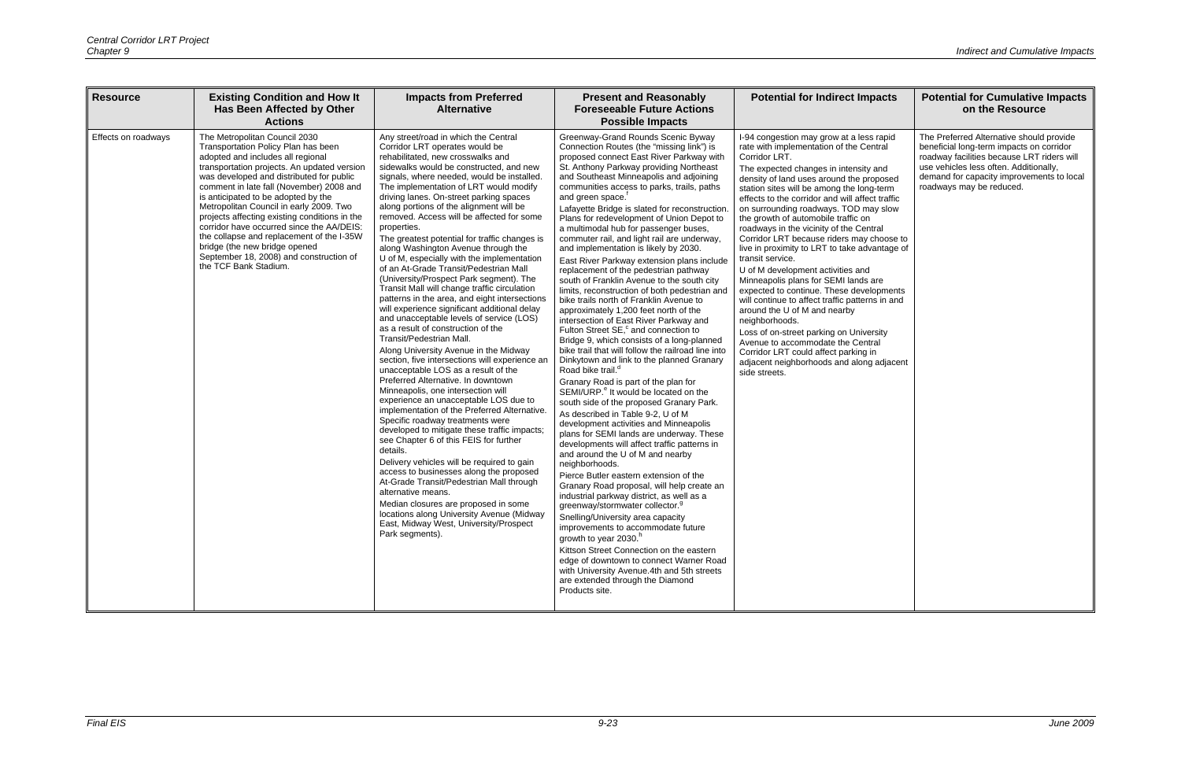| Resource | Existing Condition and How It Has Been Affected by Other Actions | Impacts from Preferred Alternative | Present and Reasonably Foreseeable Future Actions Possible Impacts | Potential for Indirect Impacts | Potential for Cumulative Impacts on the Resource |
|---|---|---|---|---|---|
| Effects on roadways | The Metropolitan Council 2030 Transportation Policy Plan has been adopted and includes all regional transportation projects. An updated version was developed and distributed for public comment in late fall (November) 2008 and is anticipated to be adopted by the Metropolitan Council in early 2009. Two projects affecting existing conditions in the corridor have occurred since the AA/DEIS: the collapse and replacement of the I-35W bridge (the new bridge opened September 18, 2008) and construction of the TCF Bank Stadium. | Any street/road in which the Central Corridor LRT operates would be rehabilitated, new crosswalks and sidewalks would be constructed, and new signals, where needed, would be installed. The implementation of LRT would modify driving lanes. On-street parking spaces along portions of the alignment will be removed. Access will be affected for some properties.<br><br>The greatest potential for traffic changes is along Washington Avenue through the U of M, especially with the implementation of an At-Grade Transit/Pedestrian Mall (University/Prospect Park segment). The Transit Mall will change traffic circulation patterns in the area, and eight intersections will experience significant additional delay and unacceptable levels of service (LOS) as a result of construction of the Transit/Pedestrian Mall.<br><br>Along University Avenue in the Midway section, five intersections will experience an unacceptable LOS as a result of the Preferred Alternative. In downtown Minneapolis, one intersection will experience an unacceptable LOS due to implementation of the Preferred Alternative. Specific roadway treatments were developed to mitigate these traffic impacts; see Chapter 6 of this FEIS for further details.<br><br>Delivery vehicles will be required to gain access to businesses along the proposed At-Grade Transit/Pedestrian Mall through alternative means.<br><br>Median closures are proposed in some locations along University Avenue (Midway East, Midway West, University/Prospect Park segments). | Greenway-Grand Rounds Scenic Byway Connection Routes (the "missing link") is proposed connect East River Parkway with St. Anthony Parkway providing Northeast and Southeast Minneapolis and adjoining communities access to parks, trails, paths and green space.[f]<br><br>Lafayette Bridge is slated for reconstruction.<br><br>Plans for redevelopment of Union Depot to a multimodal hub for passenger buses, commuter rail, and light rail are underway, and implementation is likely by 2030.<br><br>East River Parkway extension plans include replacement of the pedestrian pathway south of Franklin Avenue to the south city limits, reconstruction of both pedestrian and bike trails north of Franklin Avenue to approximately 1,200 feet north of the intersection of East River Parkway and Fulton Street SE,[c] and connection to Bridge 9, which consists of a long-planned bike trail that will follow the railroad line into Dinkytown and link to the planned Granary Road bike trail.[d]<br><br>Granary Road is part of the plan for SEMI/URP.[e] It would be located on the south side of the proposed Granary Park.<br><br>As described in Table 9-2, U of M development activities and Minneapolis plans for SEMI lands are underway. These developments will affect traffic patterns in and around the U of M and nearby neighborhoods.<br><br>Pierce Butler eastern extension of the Granary Road proposal, will help create an industrial parkway district, as well as a greenway/stormwater collector.[g]<br><br>Snelling/University area capacity improvements to accommodate future growth to year 2030.[h]<br><br>Kittson Street Connection on the eastern edge of downtown to connect Warner Road with University Avenue.4th and 5th streets are extended through the Diamond Products site. | I-94 congestion may grow at a less rapid rate with implementation of the Central Corridor LRT.<br><br>The expected changes in intensity and density of land uses around the proposed station sites will be among the long-term effects to the corridor and will affect traffic on surrounding roadways. TOD may slow the growth of automobile traffic on roadways in the vicinity of the Central Corridor LRT because riders may choose to live in proximity to LRT to take advantage of transit service.<br><br>U of M development activities and Minneapolis plans for SEMI lands are expected to continue. These developments will continue to affect traffic patterns in and around the U of M and nearby neighborhoods.<br><br>Loss of on-street parking on University Avenue to accommodate the Central Corridor LRT could affect parking in adjacent neighborhoods and along adjacent side streets. | The Preferred Alternative should provide beneficial long-term impacts on corridor roadway facilities because LRT riders will use vehicles less often. Additionally, demand for capacity improvements to local roadways may be reduced. |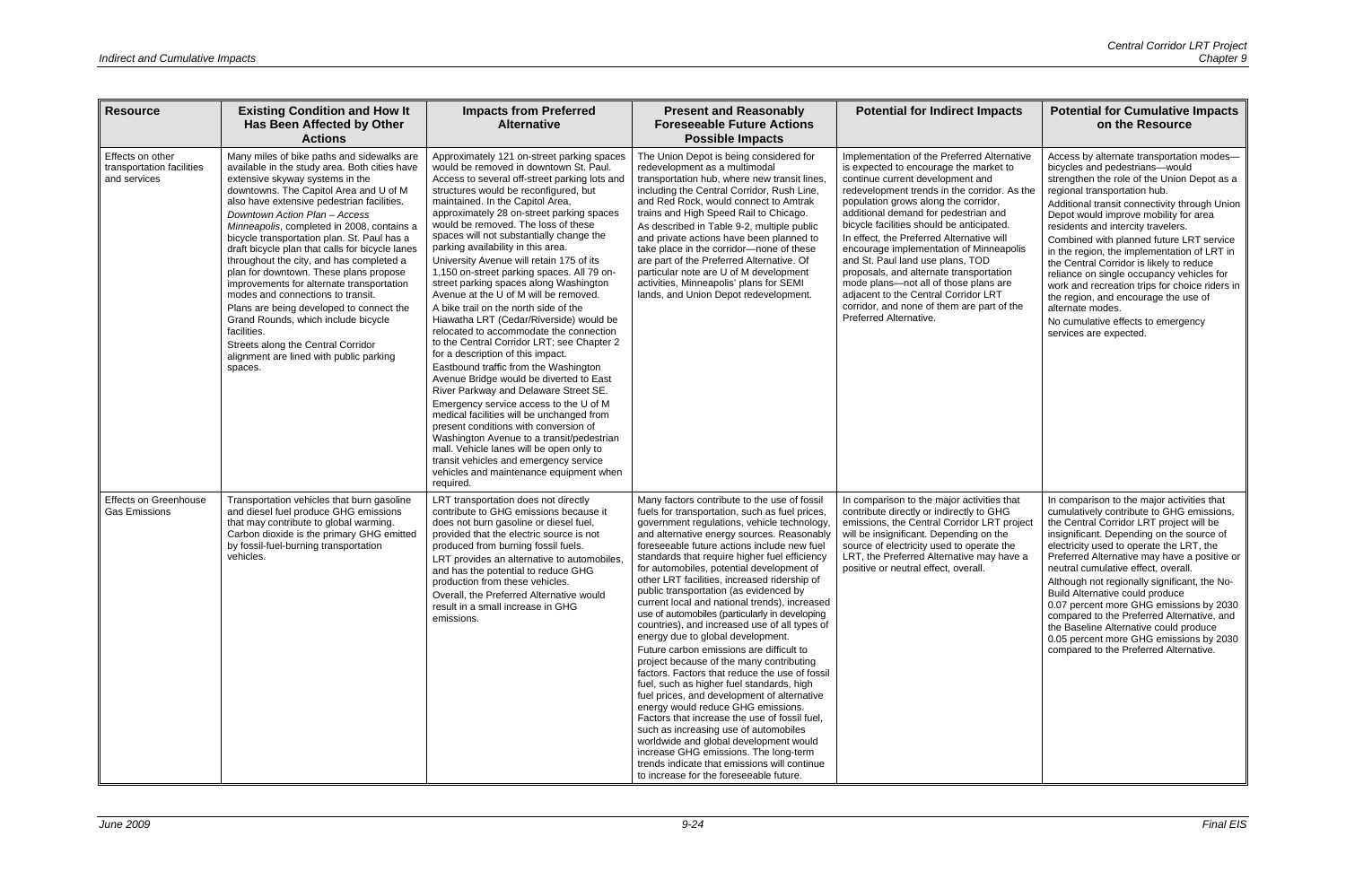| Resource | Existing Condition and How It Has Been Affected by Other Actions | Impacts from Preferred Alternative | Present and Reasonably Foreseeable Future Actions Possible Impacts | Potential for Indirect Impacts | Potential for Cumulative Impacts on the Resource |
|---|---|---|---|---|---|
| Effects on other transportation facilities and services | Many miles of bike paths and sidewalks are available in the study area. Both cities have extensive skyway systems in the downtowns. The Capitol Area and U of M also have extensive pedestrian facilities. *Downtown Action Plan – Access Minneapolis*, completed in 2008, contains a bicycle transportation plan. St. Paul has a draft bicycle plan that calls for bicycle lanes throughout the city, and has completed a plan for downtown. These plans propose improvements for alternate transportation modes and connections to transit.<br>Plans are being developed to connect the Grand Rounds, which include bicycle facilities.<br>Streets along the Central Corridor alignment are lined with public parking spaces. | Approximately 121 on-street parking spaces would be removed in downtown St. Paul. Access to several off-street parking lots and structures would be reconfigured, but maintained. In the Capitol Area, approximately 28 on-street parking spaces would be removed. The loss of these spaces will not substantially change the parking availability in this area.<br>University Avenue will retain 175 of its 1,150 on-street parking spaces. All 79 on-street parking spaces along Washington Avenue at the U of M will be removed.<br>A bike trail on the north side of the Hiawatha LRT (Cedar/Riverside) would be relocated to accommodate the connection to the Central Corridor LRT; see Chapter 2 for a description of this impact.<br>Eastbound traffic from the Washington Avenue Bridge would be diverted to East River Parkway and Delaware Street SE.<br>Emergency service access to the U of M medical facilities will be unchanged from present conditions with conversion of Washington Avenue to a transit/pedestrian mall. Vehicle lanes will be open only to transit vehicles and emergency service vehicles and maintenance equipment when required. | The Union Depot is being considered for redevelopment as a multimodal transportation hub, where new transit lines, including the Central Corridor, Rush Line, and Red Rock, would connect to Amtrak trains and High Speed Rail to Chicago.<br>As described in Table 9-2, multiple public and private actions have been planned to take place in the corridor—none of these are part of the Preferred Alternative. Of particular note are U of M development activities, Minneapolis' plans for SEMI lands, and Union Depot redevelopment. | Implementation of the Preferred Alternative is expected to encourage the market to continue current development and redevelopment trends in the corridor. As the population grows along the corridor, additional demand for pedestrian and bicycle facilities should be anticipated. In effect, the Preferred Alternative will encourage implementation of Minneapolis and St. Paul land use plans, TOD proposals, and alternate transportation mode plans—not all of those plans are adjacent to the Central Corridor LRT corridor, and none of them are part of the Preferred Alternative. | Access by alternate transportation modes—bicycles and pedestrians—would strengthen the role of the Union Depot as a regional transportation hub.<br>Additional transit connectivity through Union Depot would improve mobility for area residents and intercity travelers.<br>Combined with planned future LRT service in the region, the implementation of LRT in the Central Corridor is likely to reduce reliance on single occupancy vehicles for work and recreation trips for choice riders in the region, and encourage the use of alternate modes.<br>No cumulative effects to emergency services are expected. |
| Effects on Greenhouse Gas Emissions | Transportation vehicles that burn gasoline and diesel fuel produce GHG emissions that may contribute to global warming. Carbon dioxide is the primary GHG emitted by fossil-fuel-burning transportation vehicles. | LRT transportation does not directly contribute to GHG emissions because it does not burn gasoline or diesel fuel, provided that the electric source is not produced from burning fossil fuels.<br>LRT provides an alternative to automobiles, and has the potential to reduce GHG production from these vehicles.<br>Overall, the Preferred Alternative would result in a small increase in GHG emissions. | Many factors contribute to the use of fossil fuels for transportation, such as fuel prices, government regulations, vehicle technology, and alternative energy sources. Reasonably foreseeable future actions include new fuel standards that require higher fuel efficiency for automobiles, potential development of other LRT facilities, increased ridership of public transportation (as evidenced by current local and national trends), increased use of automobiles (particularly in developing countries), and increased use of all types of energy due to global development.<br>Future carbon emissions are difficult to project because of the many contributing factors. Factors that reduce the use of fossil fuel, such as higher fuel standards, high fuel prices, and development of alternative energy would reduce GHG emissions. Factors that increase the use of fossil fuel, such as increasing use of automobiles worldwide and global development would increase GHG emissions. The long-term trends indicate that emissions will continue to increase for the foreseeable future. | In comparison to the major activities that contribute directly or indirectly to GHG emissions, the Central Corridor LRT project will be insignificant. Depending on the source of electricity used to operate the LRT, the Preferred Alternative may have a positive or neutral effect, overall. | In comparison to the major activities that cumulatively contribute to GHG emissions, the Central Corridor LRT project will be insignificant. Depending on the source of electricity used to operate the LRT, the Preferred Alternative may have a positive or neutral cumulative effect, overall.<br>Although not regionally significant, the No-Build Alternative could produce 0.07 percent more GHG emissions by 2030 compared to the Preferred Alternative, and the Baseline Alternative could produce 0.05 percent more GHG emissions by 2030 compared to the Preferred Alternative. |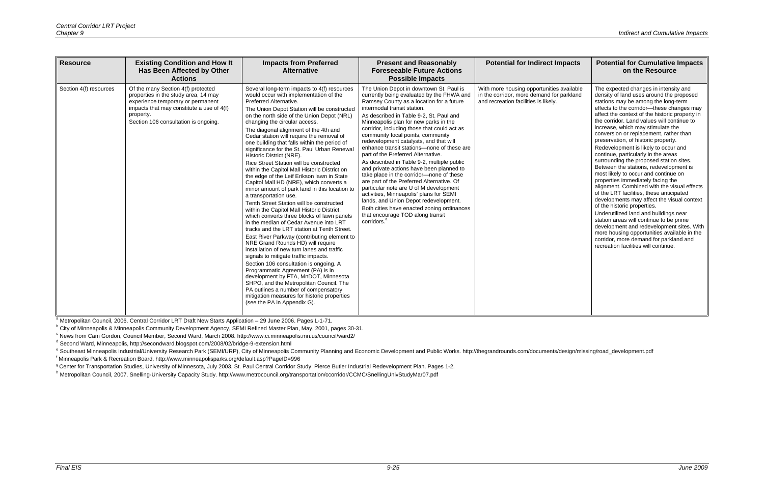| Resource | Existing Condition and How It Has Been Affected by Other Actions | Impacts from Preferred Alternative | Present and Reasonably Foreseeable Future Actions Possible Impacts | Potential for Indirect Impacts | Potential for Cumulative Impacts on the Resource |
|---|---|---|---|---|---|
| Section 4(f) resources | Of the many Section 4(f) protected properties in the study area, 14 may experience temporary or permanent impacts that may constitute a use of 4(f) property.<br>Section 106 consultation is ongoing. | Several long-term impacts to 4(f) resources would occur with implementation of the Preferred Alternative.<br>The Union Depot Station will be constructed on the north side of the Union Depot (NRL) changing the circular access.<br>The diagonal alignment of the 4th and Cedar station will require the removal of one building that falls within the period of significance for the St. Paul Urban Renewal Historic District (NRE).<br>Rice Street Station will be constructed within the Capitol Mall Historic District on the edge of the Leif Erikson lawn in State Capitol Mall HD (NRE), which converts a minor amount of park land in this location to a transportation use.<br>Tenth Street Station will be constructed within the Capitol Mall Historic District, which converts three blocks of lawn panels in the median of Cedar Avenue into LRT tracks and the LRT station at Tenth Street.<br>East River Parkway (contributing element to NRE Grand Rounds HD) will require installation of new turn lanes and traffic signals to mitigate traffic impacts.<br>Section 106 consultation is ongoing. A Programmatic Agreement (PA) is in development by FTA, MnDOT, Minnesota SHPO, and the Metropolitan Council. The PA outlines a number of compensatory mitigation measures for historic properties (see the PA in Appendix G). | The Union Depot in downtown St. Paul is currently being evaluated by the FHWA and Ramsey County as a location for a future intermodal transit station.<br>As described in Table 9-2, St. Paul and Minneapolis plan for new parks in the corridor, including those that could act as community focal points, community redevelopment catalysts, and that will enhance transit stations—none of these are part of the Preferred Alternative.<br>As described in Table 9-2, multiple public and private actions have been planned to take place in the corridor—none of these are part of the Preferred Alternative. Of particular note are U of M development activities, Minneapolis' plans for SEMI lands, and Union Depot redevelopment.<br>Both cities have enacted zoning ordinances that encourage TOD along transit corridors.[a] | With more housing opportunities available in the corridor, more demand for parkland and recreation facilities is likely. | The expected changes in intensity and density of land uses around the proposed stations may be among the long-term effects to the corridor—these changes may affect the context of the historic property in the corridor. Land values will continue to increase, which may stimulate the conversion or replacement, rather than preservation, of historic property.<br>Redevelopment is likely to occur and continue, particularly in the areas surrounding the proposed station sites. Between the stations, redevelopment is most likely to occur and continue on properties immediately facing the alignment. Combined with the visual effects of the LRT facilities, these anticipated developments may affect the visual context of the historic properties.<br>Underutilized land and buildings near station areas will continue to be prime development and redevelopment sites. With more housing opportunities available in the corridor, more demand for parkland and recreation facilities will continue. |

[a] Metropolitan Council, 2006. Central Corridor LRT Draft New Starts Application – 29 June 2006. Pages L-1-71.

[b] City of Minneapolis & Minneapolis Community Development Agency, SEMI Refined Master Plan, May, 2001, pages 30-31.

[c] News from Cam Gordon, Council Member, Second Ward, March 2008. http://www.ci.minneapolis.mn.us/council/ward2/

[d] Second Ward, Minneapolis, http://secondward.blogspot.com/2008/02/bridge-9-extension.html

[e] Southeast Minneapolis Industrial/University Research Park (SEMI/URP), City of Minneapolis Community Planning and Economic Development and Public Works. http://thegrandrounds.com/documents/design/missing/road_development.pdf

[f] Minneapolis Park & Recreation Board, http://www.minneapolisparks.org/default.asp?PageID=996

[g] Center for Transportation Studies, University of Minnesota, July 2003. St. Paul Central Corridor Study: Pierce Butler Industrial Redevelopment Plan. Pages 1-2.

[h] Metropolitan Council, 2007. Snelling-University Capacity Study. http://www.metrocouncil.org/transportation/ccorridor/CCMC/SnellingUnivStudyMar07.pdf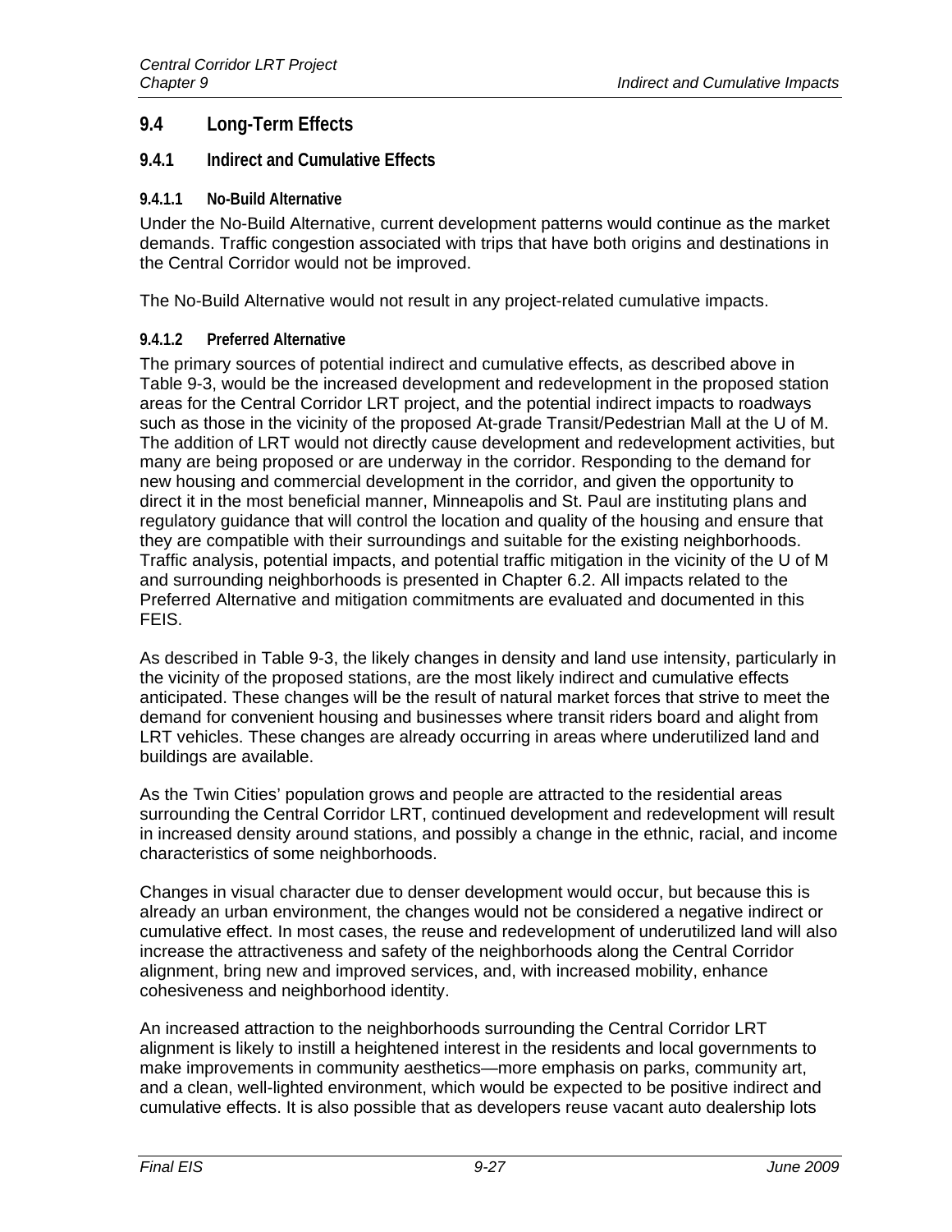## 9.4 Long-Term Effects

### 9.4.1 Indirect and Cumulative Effects

#### 9.4.1.1 No-Build Alternative

Under the No-Build Alternative, current development patterns would continue as the market demands. Traffic congestion associated with trips that have both origins and destinations in the Central Corridor would not be improved.

The No-Build Alternative would not result in any project-related cumulative impacts.

#### 9.4.1.2 Preferred Alternative

The primary sources of potential indirect and cumulative effects, as described above in Table 9-3, would be the increased development and redevelopment in the proposed station areas for the Central Corridor LRT project, and the potential indirect impacts to roadways such as those in the vicinity of the proposed At-grade Transit/Pedestrian Mall at the U of M. The addition of LRT would not directly cause development and redevelopment activities, but many are being proposed or are underway in the corridor. Responding to the demand for new housing and commercial development in the corridor, and given the opportunity to direct it in the most beneficial manner, Minneapolis and St. Paul are instituting plans and regulatory guidance that will control the location and quality of the housing and ensure that they are compatible with their surroundings and suitable for the existing neighborhoods. Traffic analysis, potential impacts, and potential traffic mitigation in the vicinity of the U of M and surrounding neighborhoods is presented in Chapter 6.2. All impacts related to the Preferred Alternative and mitigation commitments are evaluated and documented in this FEIS.

As described in Table 9-3, the likely changes in density and land use intensity, particularly in the vicinity of the proposed stations, are the most likely indirect and cumulative effects anticipated. These changes will be the result of natural market forces that strive to meet the demand for convenient housing and businesses where transit riders board and alight from LRT vehicles. These changes are already occurring in areas where underutilized land and buildings are available.

As the Twin Cities' population grows and people are attracted to the residential areas surrounding the Central Corridor LRT, continued development and redevelopment will result in increased density around stations, and possibly a change in the ethnic, racial, and income characteristics of some neighborhoods.

Changes in visual character due to denser development would occur, but because this is already an urban environment, the changes would not be considered a negative indirect or cumulative effect. In most cases, the reuse and redevelopment of underutilized land will also increase the attractiveness and safety of the neighborhoods along the Central Corridor alignment, bring new and improved services, and, with increased mobility, enhance cohesiveness and neighborhood identity.

An increased attraction to the neighborhoods surrounding the Central Corridor LRT alignment is likely to instill a heightened interest in the residents and local governments to make improvements in community aesthetics—more emphasis on parks, community art, and a clean, well-lighted environment, which would be expected to be positive indirect and cumulative effects. It is also possible that as developers reuse vacant auto dealership lots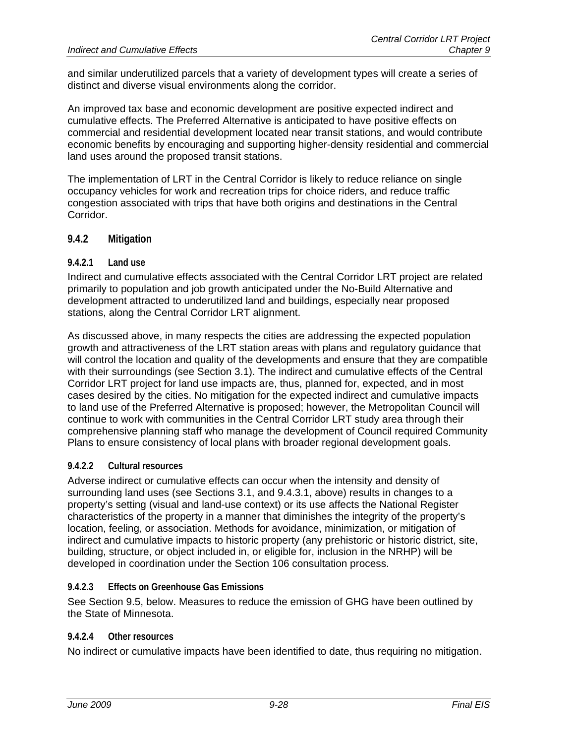and similar underutilized parcels that a variety of development types will create a series of distinct and diverse visual environments along the corridor.

An improved tax base and economic development are positive expected indirect and cumulative effects. The Preferred Alternative is anticipated to have positive effects on commercial and residential development located near transit stations, and would contribute economic benefits by encouraging and supporting higher-density residential and commercial land uses around the proposed transit stations.

The implementation of LRT in the Central Corridor is likely to reduce reliance on single occupancy vehicles for work and recreation trips for choice riders, and reduce traffic congestion associated with trips that have both origins and destinations in the Central Corridor.

### 9.4.2 Mitigation

#### 9.4.2.1 Land use

Indirect and cumulative effects associated with the Central Corridor LRT project are related primarily to population and job growth anticipated under the No-Build Alternative and development attracted to underutilized land and buildings, especially near proposed stations, along the Central Corridor LRT alignment.

As discussed above, in many respects the cities are addressing the expected population growth and attractiveness of the LRT station areas with plans and regulatory guidance that will control the location and quality of the developments and ensure that they are compatible with their surroundings (see Section 3.1). The indirect and cumulative effects of the Central Corridor LRT project for land use impacts are, thus, planned for, expected, and in most cases desired by the cities. No mitigation for the expected indirect and cumulative impacts to land use of the Preferred Alternative is proposed; however, the Metropolitan Council will continue to work with communities in the Central Corridor LRT study area through their comprehensive planning staff who manage the development of Council required Community Plans to ensure consistency of local plans with broader regional development goals.

#### 9.4.2.2 Cultural resources

Adverse indirect or cumulative effects can occur when the intensity and density of surrounding land uses (see Sections 3.1, and 9.4.3.1, above) results in changes to a property's setting (visual and land-use context) or its use affects the National Register characteristics of the property in a manner that diminishes the integrity of the property's location, feeling, or association. Methods for avoidance, minimization, or mitigation of indirect and cumulative impacts to historic property (any prehistoric or historic district, site, building, structure, or object included in, or eligible for, inclusion in the NRHP) will be developed in coordination under the Section 106 consultation process.

#### 9.4.2.3 Effects on Greenhouse Gas Emissions

See Section 9.5, below. Measures to reduce the emission of GHG have been outlined by the State of Minnesota.

#### 9.4.2.4 Other resources

No indirect or cumulative impacts have been identified to date, thus requiring no mitigation.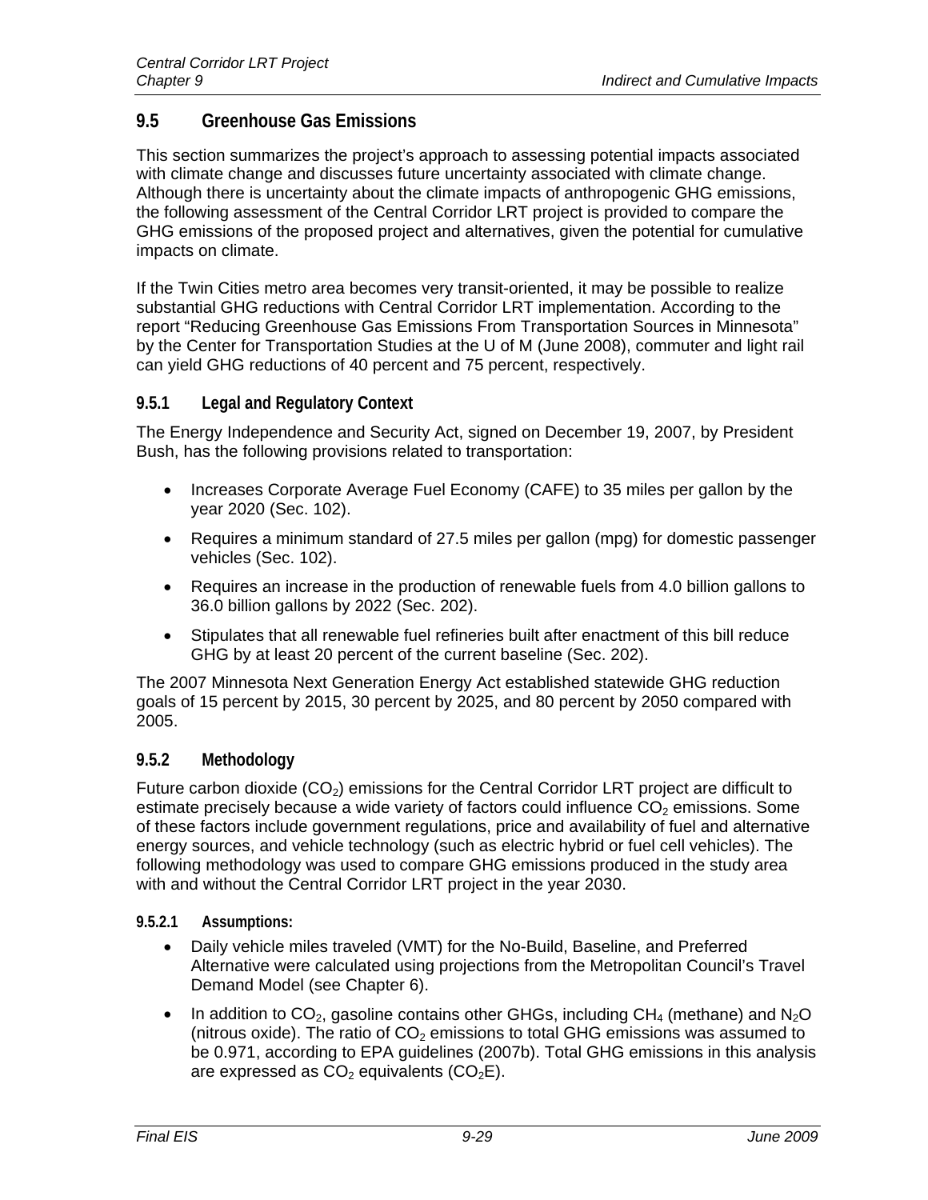## 9.5 Greenhouse Gas Emissions

This section summarizes the project's approach to assessing potential impacts associated with climate change and discusses future uncertainty associated with climate change. Although there is uncertainty about the climate impacts of anthropogenic GHG emissions, the following assessment of the Central Corridor LRT project is provided to compare the GHG emissions of the proposed project and alternatives, given the potential for cumulative impacts on climate.

If the Twin Cities metro area becomes very transit-oriented, it may be possible to realize substantial GHG reductions with Central Corridor LRT implementation. According to the report "Reducing Greenhouse Gas Emissions From Transportation Sources in Minnesota" by the Center for Transportation Studies at the U of M (June 2008), commuter and light rail can yield GHG reductions of 40 percent and 75 percent, respectively.

### 9.5.1 Legal and Regulatory Context

The Energy Independence and Security Act, signed on December 19, 2007, by President Bush, has the following provisions related to transportation:

- Increases Corporate Average Fuel Economy (CAFE) to 35 miles per gallon by the year 2020 (Sec. 102).
- Requires a minimum standard of 27.5 miles per gallon (mpg) for domestic passenger vehicles (Sec. 102).
- Requires an increase in the production of renewable fuels from 4.0 billion gallons to 36.0 billion gallons by 2022 (Sec. 202).
- Stipulates that all renewable fuel refineries built after enactment of this bill reduce GHG by at least 20 percent of the current baseline (Sec. 202).

The 2007 Minnesota Next Generation Energy Act established statewide GHG reduction goals of 15 percent by 2015, 30 percent by 2025, and 80 percent by 2050 compared with 2005.

### 9.5.2 Methodology

Future carbon dioxide ($CO_2$) emissions for the Central Corridor LRT project are difficult to estimate precisely because a wide variety of factors could influence $CO_2$ emissions. Some of these factors include government regulations, price and availability of fuel and alternative energy sources, and vehicle technology (such as electric hybrid or fuel cell vehicles). The following methodology was used to compare GHG emissions produced in the study area with and without the Central Corridor LRT project in the year 2030.

#### 9.5.2.1 Assumptions:

- Daily vehicle miles traveled (VMT) for the No-Build, Baseline, and Preferred Alternative were calculated using projections from the Metropolitan Council's Travel Demand Model (see Chapter 6).
- In addition to $CO_2$, gasoline contains other GHGs, including $CH_4$ (methane) and $N_2O$ (nitrous oxide). The ratio of $CO_2$ emissions to total GHG emissions was assumed to be 0.971, according to EPA guidelines (2007b). Total GHG emissions in this analysis are expressed as $CO_2$ equivalents ($CO_2E$).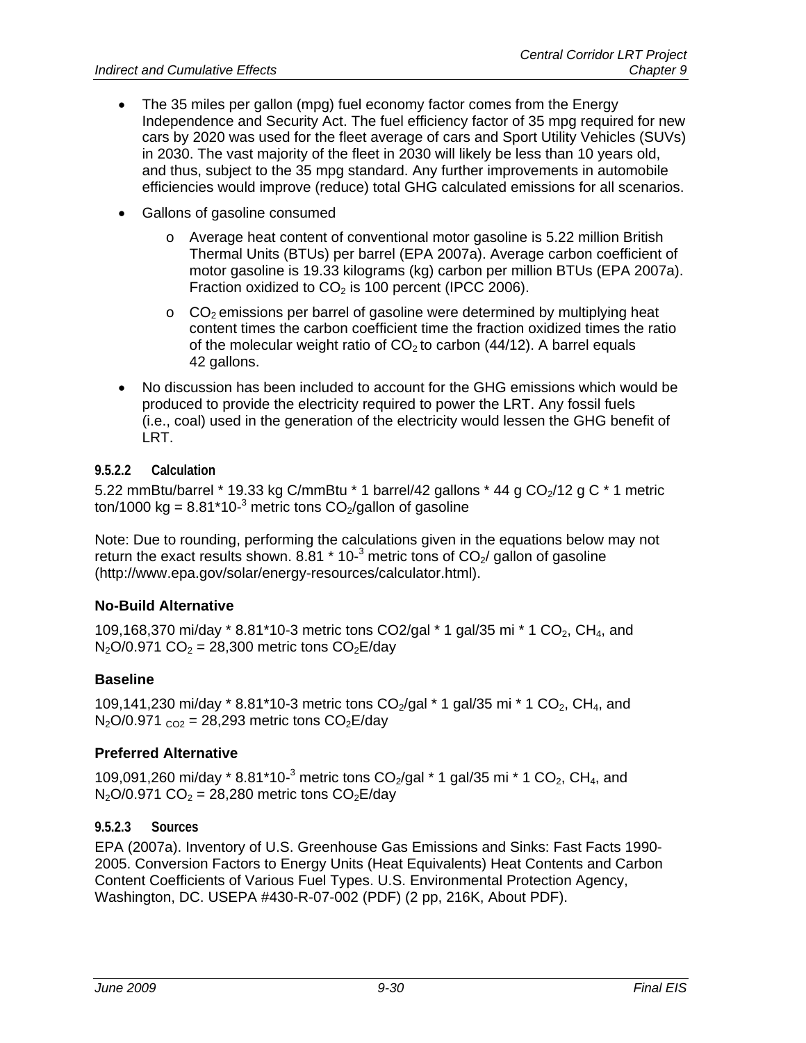- The 35 miles per gallon (mpg) fuel economy factor comes from the Energy Independence and Security Act. The fuel efficiency factor of 35 mpg required for new cars by 2020 was used for the fleet average of cars and Sport Utility Vehicles (SUVs) in 2030. The vast majority of the fleet in 2030 will likely be less than 10 years old, and thus, subject to the 35 mpg standard. Any further improvements in automobile efficiencies would improve (reduce) total GHG calculated emissions for all scenarios.
- Gallons of gasoline consumed
  - Average heat content of conventional motor gasoline is 5.22 million British Thermal Units (BTUs) per barrel (EPA 2007a). Average carbon coefficient of motor gasoline is 19.33 kilograms (kg) carbon per million BTUs (EPA 2007a). Fraction oxidized to $CO_2$ is 100 percent (IPCC 2006).
  - $CO_2$ emissions per barrel of gasoline were determined by multiplying heat content times the carbon coefficient time the fraction oxidized times the ratio of the molecular weight ratio of $CO_2$ to carbon (44/12). A barrel equals 42 gallons.
- No discussion has been included to account for the GHG emissions which would be produced to provide the electricity required to power the LRT. Any fossil fuels (i.e., coal) used in the generation of the electricity would lessen the GHG benefit of LRT.

#### 9.5.2.2 Calculation

5.22 mmBtu/barrel * 19.33 kg C/mmBtu * 1 barrel/42 gallons * 44 g $CO_2$/12 g C * 1 metric ton/1000 kg = $8.81*10^{-3}$ metric tons $CO_2$/gallon of gasoline

Note: Due to rounding, performing the calculations given in the equations below may not return the exact results shown. $8.81 * 10^{-3}$ metric tons of $CO_2$/ gallon of gasoline (http://www.epa.gov/solar/energy-resources/calculator.html).

### No-Build Alternative

109,168,370 mi/day * 8.81*10-3 metric tons CO2/gal * 1 gal/35 mi * 1 $CO_2$, $CH_4$, and $N_2O$/0.971 $CO_2$ = 28,300 metric tons $CO_2$E/day

### Baseline

109,141,230 mi/day * 8.81*10-3 metric tons $CO_2$/gal * 1 gal/35 mi * 1 $CO_2$, $CH_4$, and $N_2O$/0.971 $_{CO2}$ = 28,293 metric tons $CO_2$E/day

### Preferred Alternative

109,091,260 mi/day * $8.81*10^{-3}$ metric tons $CO_2$/gal * 1 gal/35 mi * 1 $CO_2$, $CH_4$, and $N_2O$/0.971 $CO_2$ = 28,280 metric tons $CO_2$E/day

#### 9.5.2.3 Sources

EPA (2007a). Inventory of U.S. Greenhouse Gas Emissions and Sinks: Fast Facts 1990-2005. Conversion Factors to Energy Units (Heat Equivalents) Heat Contents and Carbon Content Coefficients of Various Fuel Types. U.S. Environmental Protection Agency, Washington, DC. USEPA #430-R-07-002 (PDF) (2 pp, 216K, About PDF).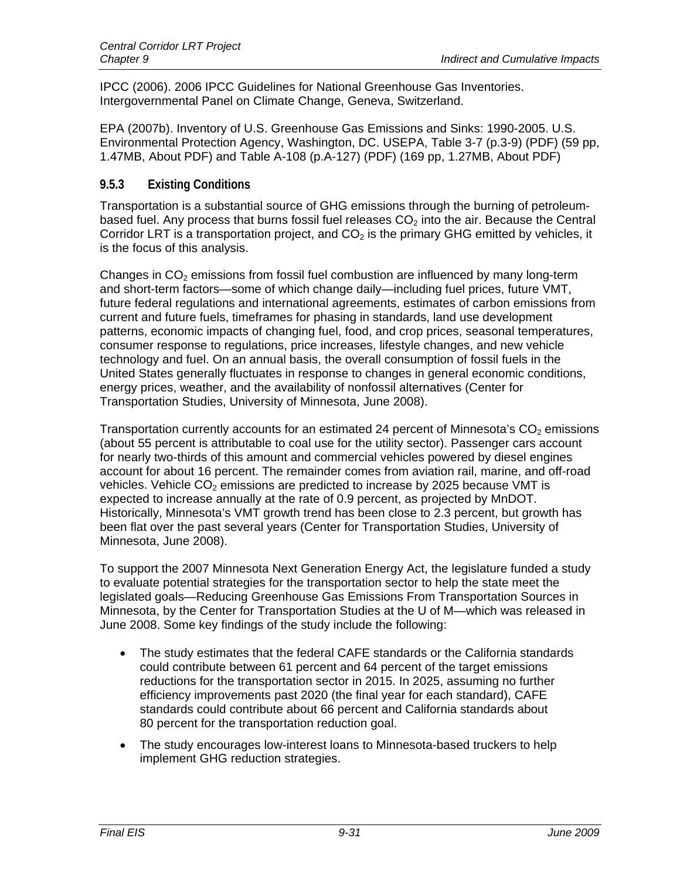IPCC (2006). 2006 IPCC Guidelines for National Greenhouse Gas Inventories. Intergovernmental Panel on Climate Change, Geneva, Switzerland.

EPA (2007b). Inventory of U.S. Greenhouse Gas Emissions and Sinks: 1990-2005. U.S. Environmental Protection Agency, Washington, DC. USEPA, Table 3-7 (p.3-9) (PDF) (59 pp, 1.47MB, About PDF) and Table A-108 (p.A-127) (PDF) (169 pp, 1.27MB, About PDF)

### 9.5.3 Existing Conditions

Transportation is a substantial source of GHG emissions through the burning of petroleum-based fuel. Any process that burns fossil fuel releases $CO_2$ into the air. Because the Central Corridor LRT is a transportation project, and $CO_2$ is the primary GHG emitted by vehicles, it is the focus of this analysis.

Changes in $CO_2$ emissions from fossil fuel combustion are influenced by many long-term and short-term factors—some of which change daily—including fuel prices, future VMT, future federal regulations and international agreements, estimates of carbon emissions from current and future fuels, timeframes for phasing in standards, land use development patterns, economic impacts of changing fuel, food, and crop prices, seasonal temperatures, consumer response to regulations, price increases, lifestyle changes, and new vehicle technology and fuel. On an annual basis, the overall consumption of fossil fuels in the United States generally fluctuates in response to changes in general economic conditions, energy prices, weather, and the availability of nonfossil alternatives (Center for Transportation Studies, University of Minnesota, June 2008).

Transportation currently accounts for an estimated 24 percent of Minnesota's $CO_2$ emissions (about 55 percent is attributable to coal use for the utility sector). Passenger cars account for nearly two-thirds of this amount and commercial vehicles powered by diesel engines account for about 16 percent. The remainder comes from aviation rail, marine, and off-road vehicles. Vehicle $CO_2$ emissions are predicted to increase by 2025 because VMT is expected to increase annually at the rate of 0.9 percent, as projected by MnDOT. Historically, Minnesota's VMT growth trend has been close to 2.3 percent, but growth has been flat over the past several years (Center for Transportation Studies, University of Minnesota, June 2008).

To support the 2007 Minnesota Next Generation Energy Act, the legislature funded a study to evaluate potential strategies for the transportation sector to help the state meet the legislated goals—Reducing Greenhouse Gas Emissions From Transportation Sources in Minnesota, by the Center for Transportation Studies at the U of M—which was released in June 2008. Some key findings of the study include the following:

- The study estimates that the federal CAFE standards or the California standards could contribute between 61 percent and 64 percent of the target emissions reductions for the transportation sector in 2015. In 2025, assuming no further efficiency improvements past 2020 (the final year for each standard), CAFE standards could contribute about 66 percent and California standards about 80 percent for the transportation reduction goal.
- The study encourages low-interest loans to Minnesota-based truckers to help implement GHG reduction strategies.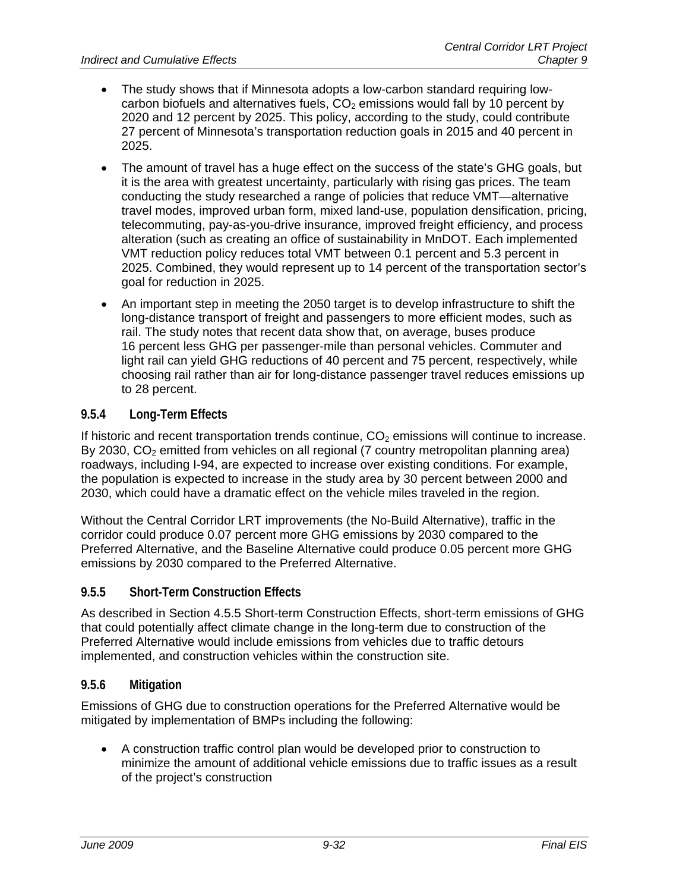- The study shows that if Minnesota adopts a low-carbon standard requiring low-carbon biofuels and alternatives fuels, $CO_2$ emissions would fall by 10 percent by 2020 and 12 percent by 2025. This policy, according to the study, could contribute 27 percent of Minnesota's transportation reduction goals in 2015 and 40 percent in 2025.
- The amount of travel has a huge effect on the success of the state's GHG goals, but it is the area with greatest uncertainty, particularly with rising gas prices. The team conducting the study researched a range of policies that reduce VMT—alternative travel modes, improved urban form, mixed land-use, population densification, pricing, telecommuting, pay-as-you-drive insurance, improved freight efficiency, and process alteration (such as creating an office of sustainability in MnDOT. Each implemented VMT reduction policy reduces total VMT between 0.1 percent and 5.3 percent in 2025. Combined, they would represent up to 14 percent of the transportation sector's goal for reduction in 2025.
- An important step in meeting the 2050 target is to develop infrastructure to shift the long-distance transport of freight and passengers to more efficient modes, such as rail. The study notes that recent data show that, on average, buses produce 16 percent less GHG per passenger-mile than personal vehicles. Commuter and light rail can yield GHG reductions of 40 percent and 75 percent, respectively, while choosing rail rather than air for long-distance passenger travel reduces emissions up to 28 percent.

### 9.5.4 Long-Term Effects

If historic and recent transportation trends continue, $CO_2$ emissions will continue to increase. By 2030, $CO_2$ emitted from vehicles on all regional (7 country metropolitan planning area) roadways, including I-94, are expected to increase over existing conditions. For example, the population is expected to increase in the study area by 30 percent between 2000 and 2030, which could have a dramatic effect on the vehicle miles traveled in the region.

Without the Central Corridor LRT improvements (the No-Build Alternative), traffic in the corridor could produce 0.07 percent more GHG emissions by 2030 compared to the Preferred Alternative, and the Baseline Alternative could produce 0.05 percent more GHG emissions by 2030 compared to the Preferred Alternative.

### 9.5.5 Short-Term Construction Effects

As described in Section 4.5.5 Short-term Construction Effects, short-term emissions of GHG that could potentially affect climate change in the long-term due to construction of the Preferred Alternative would include emissions from vehicles due to traffic detours implemented, and construction vehicles within the construction site.

### 9.5.6 Mitigation

Emissions of GHG due to construction operations for the Preferred Alternative would be mitigated by implementation of BMPs including the following:

- A construction traffic control plan would be developed prior to construction to minimize the amount of additional vehicle emissions due to traffic issues as a result of the project's construction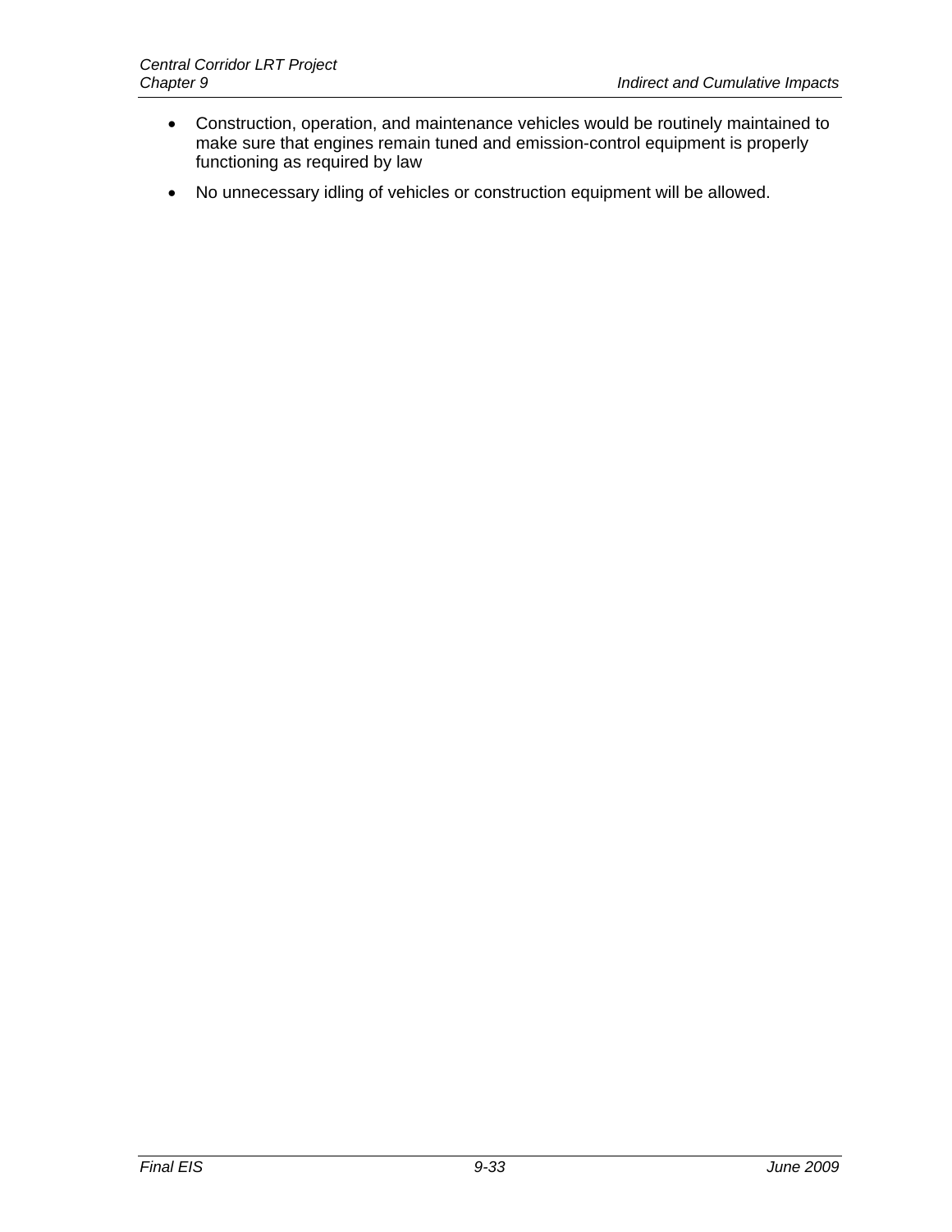- Construction, operation, and maintenance vehicles would be routinely maintained to make sure that engines remain tuned and emission-control equipment is properly functioning as required by law
- No unnecessary idling of vehicles or construction equipment will be allowed.